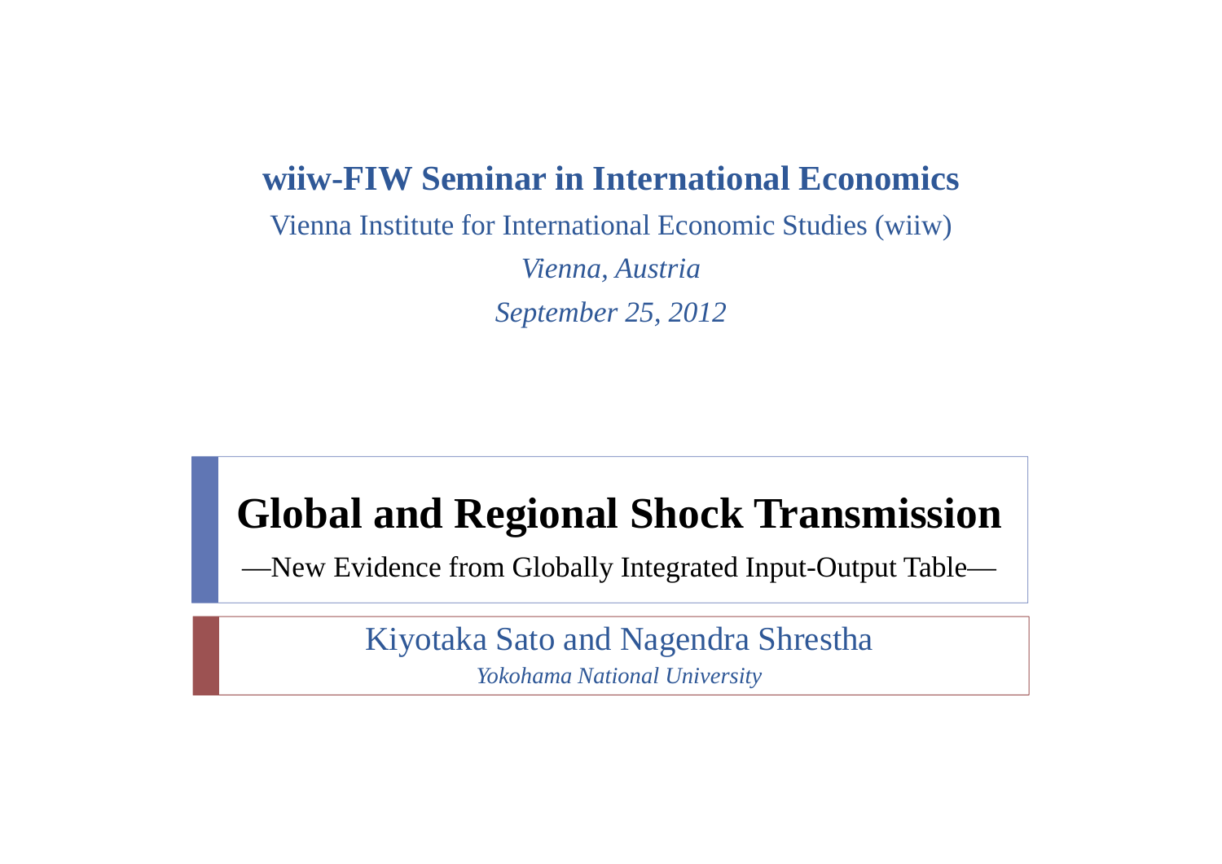**wiiw-FIW Seminar in International Economics**

Vienna Institute for International Economic Studies (wiiw)

*Vienna, Austria*

*September 25, 2012*

# Global and Regional Shock Transmission

—New Evidence from Globally Integrated Input-Output Table—

Kiyotaka Sato and Nagendra Shrestha

*Yokohama National University*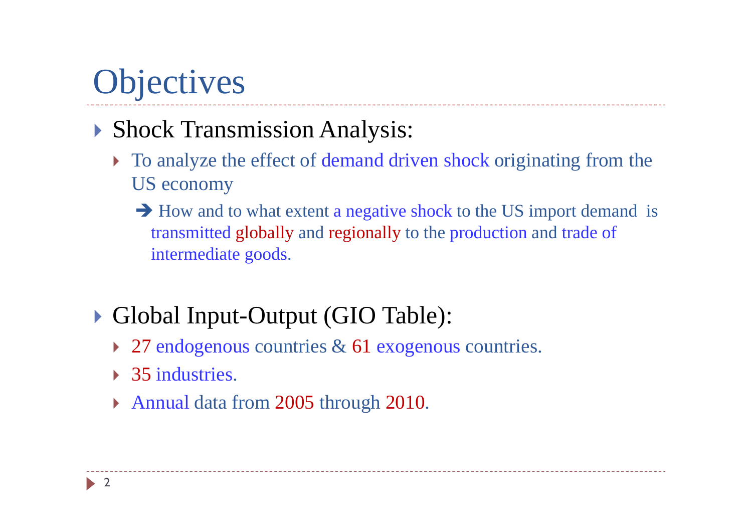# Objectives

- Shock Transmission Analysis:
  - To analyze the effect of demand driven shock originating from the US economy
    - ➔ How and to what extent a negative shock to the US import demand is transmitted globally and regionally to the production and trade of intermediate goods.

- Global Input-Output (GIO Table):
  - 27 endogenous countries & 61 exogenous countries.
  - 35 industries.
  - Annual data from 2005 through 2010.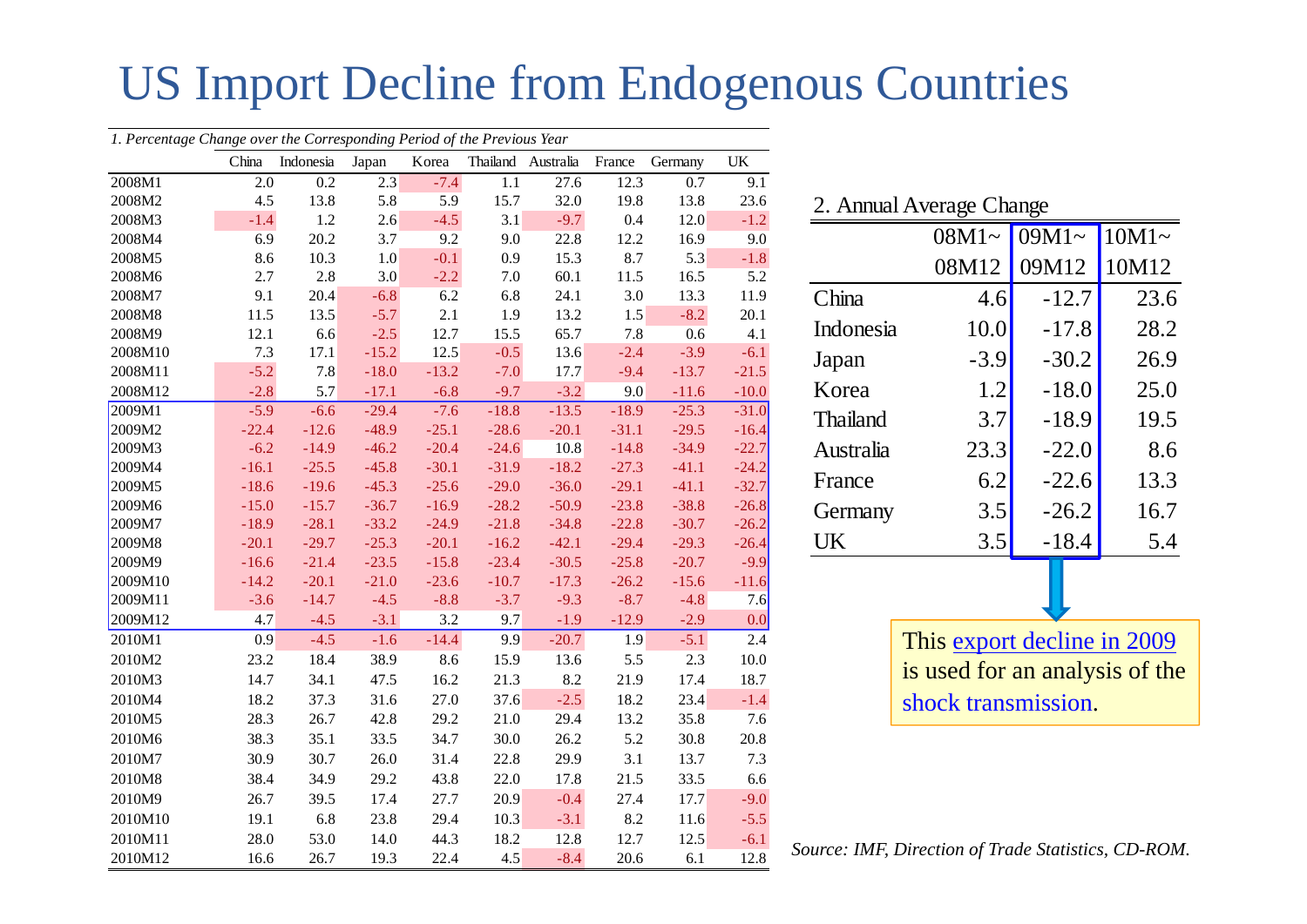# US Import Decline from Endogenous Countries

*1. Percentage Change over the Corresponding Period of the Previous Year*

| | China | Indonesia | Japan | Korea | Thailand | Australia | France | Germany | UK |
|---|---|---|---|---|---|---|---|---|---|
| 2008M1 | 2.0 | 0.2 | 2.3 | -7.4 | 1.1 | 27.6 | 12.3 | 0.7 | 9.1 |
| 2008M2 | 4.5 | 13.8 | 5.8 | 5.9 | 15.7 | 32.0 | 19.8 | 13.8 | 23.6 |
| 2008M3 | -1.4 | 1.2 | 2.6 | -4.5 | 3.1 | -9.7 | 0.4 | 12.0 | -1.2 |
| 2008M4 | 6.9 | 20.2 | 3.7 | 9.2 | 9.0 | 22.8 | 12.2 | 16.9 | 9.0 |
| 2008M5 | 8.6 | 10.3 | 1.0 | -0.1 | 0.9 | 15.3 | 8.7 | 5.3 | -1.8 |
| 2008M6 | 2.7 | 2.8 | 3.0 | -2.2 | 7.0 | 60.1 | 11.5 | 16.5 | 5.2 |
| 2008M7 | 9.1 | 20.4 | -6.8 | 6.2 | 6.8 | 24.1 | 3.0 | 13.3 | 11.9 |
| 2008M8 | 11.5 | 13.5 | -5.7 | 2.1 | 1.9 | 13.2 | 1.5 | -8.2 | 20.1 |
| 2008M9 | 12.1 | 6.6 | -2.5 | 12.7 | 15.5 | 65.7 | 7.8 | 0.6 | 4.1 |
| 2008M10 | 7.3 | 17.1 | -15.2 | 12.5 | -0.5 | 13.6 | -2.4 | -3.9 | -6.1 |
| 2008M11 | -5.2 | 7.8 | -18.0 | -13.2 | -7.0 | 17.7 | -9.4 | -13.7 | -21.5 |
| 2008M12 | -2.8 | 5.7 | -17.1 | -6.8 | -9.7 | -3.2 | 9.0 | -11.6 | -10.0 |
| 2009M1 | -5.9 | -6.6 | -29.4 | -7.6 | -18.8 | -13.5 | -18.9 | -25.3 | -31.0 |
| 2009M2 | -22.4 | -12.6 | -48.9 | -25.1 | -28.6 | -20.1 | -31.1 | -29.5 | -16.4 |
| 2009M3 | -6.2 | -14.9 | -46.2 | -20.4 | -24.6 | 10.8 | -14.8 | -34.9 | -22.7 |
| 2009M4 | -16.1 | -25.5 | -45.8 | -30.1 | -31.9 | -18.2 | -27.3 | -41.1 | -24.2 |
| 2009M5 | -18.6 | -19.6 | -45.3 | -25.6 | -29.0 | -36.0 | -29.1 | -41.1 | -32.7 |
| 2009M6 | -15.0 | -15.7 | -36.7 | -16.9 | -28.2 | -50.9 | -23.8 | -38.8 | -26.8 |
| 2009M7 | -18.9 | -28.1 | -33.2 | -24.9 | -21.8 | -34.8 | -22.8 | -30.7 | -26.2 |
| 2009M8 | -20.1 | -29.7 | -25.3 | -20.1 | -16.2 | -42.1 | -29.4 | -29.3 | -26.4 |
| 2009M9 | -16.6 | -21.4 | -23.5 | -15.8 | -23.4 | -30.5 | -25.8 | -20.7 | -9.9 |
| 2009M10 | -14.2 | -20.1 | -21.0 | -23.6 | -10.7 | -17.3 | -26.2 | -15.6 | -11.6 |
| 2009M11 | -3.6 | -14.7 | -4.5 | -8.8 | -3.7 | -9.3 | -8.7 | -4.8 | 7.6 |
| 2009M12 | 4.7 | -4.5 | -3.1 | 3.2 | 9.7 | -1.9 | -12.9 | -2.9 | 0.0 |
| 2010M1 | 0.9 | -4.5 | -1.6 | -14.4 | 9.9 | -20.7 | 1.9 | -5.1 | 2.4 |
| 2010M2 | 23.2 | 18.4 | 38.9 | 8.6 | 15.9 | 13.6 | 5.5 | 2.3 | 10.0 |
| 2010M3 | 14.7 | 34.1 | 47.5 | 16.2 | 21.3 | 8.2 | 21.9 | 17.4 | 18.7 |
| 2010M4 | 18.2 | 37.3 | 31.6 | 27.0 | 37.6 | -2.5 | 18.2 | 23.4 | -1.4 |
| 2010M5 | 28.3 | 26.7 | 42.8 | 29.2 | 21.0 | 29.4 | 13.2 | 35.8 | 7.6 |
| 2010M6 | 38.3 | 35.1 | 33.5 | 34.7 | 30.0 | 26.2 | 5.2 | 30.8 | 20.8 |
| 2010M7 | 30.9 | 30.7 | 26.0 | 31.4 | 22.8 | 29.9 | 3.1 | 13.7 | 7.3 |
| 2010M8 | 38.4 | 34.9 | 29.2 | 43.8 | 22.0 | 17.8 | 21.5 | 33.5 | 6.6 |
| 2010M9 | 26.7 | 39.5 | 17.4 | 27.7 | 20.9 | -0.4 | 27.4 | 17.7 | -9.0 |
| 2010M10 | 19.1 | 6.8 | 23.8 | 29.4 | 10.3 | -3.1 | 8.2 | 11.6 | -5.5 |
| 2010M11 | 28.0 | 53.0 | 14.0 | 44.3 | 18.2 | 12.8 | 12.7 | 12.5 | -6.1 |
| 2010M12 | 16.6 | 26.7 | 19.3 | 22.4 | 4.5 | -8.4 | 20.6 | 6.1 | 12.8 |

2. Annual Average Change

| | 08M1~ 08M12 | 09M1~ 09M12 | 10M1~ 10M12 |
|---|---|---|---|
| China | 4.6 | -12.7 | 23.6 |
| Indonesia | 10.0 | -17.8 | 28.2 |
| Japan | -3.9 | -30.2 | 26.9 |
| Korea | 1.2 | -18.0 | 25.0 |
| Thailand | 3.7 | -18.9 | 19.5 |
| Australia | 23.3 | -22.0 | 8.6 |
| France | 6.2 | -22.6 | 13.3 |
| Germany | 3.5 | -26.2 | 16.7 |
| UK | 3.5 | -18.4 | 5.4 |

This export decline in 2009 is used for an analysis of the shock transmission.

*Source: IMF, Direction of Trade Statistics, CD-ROM.*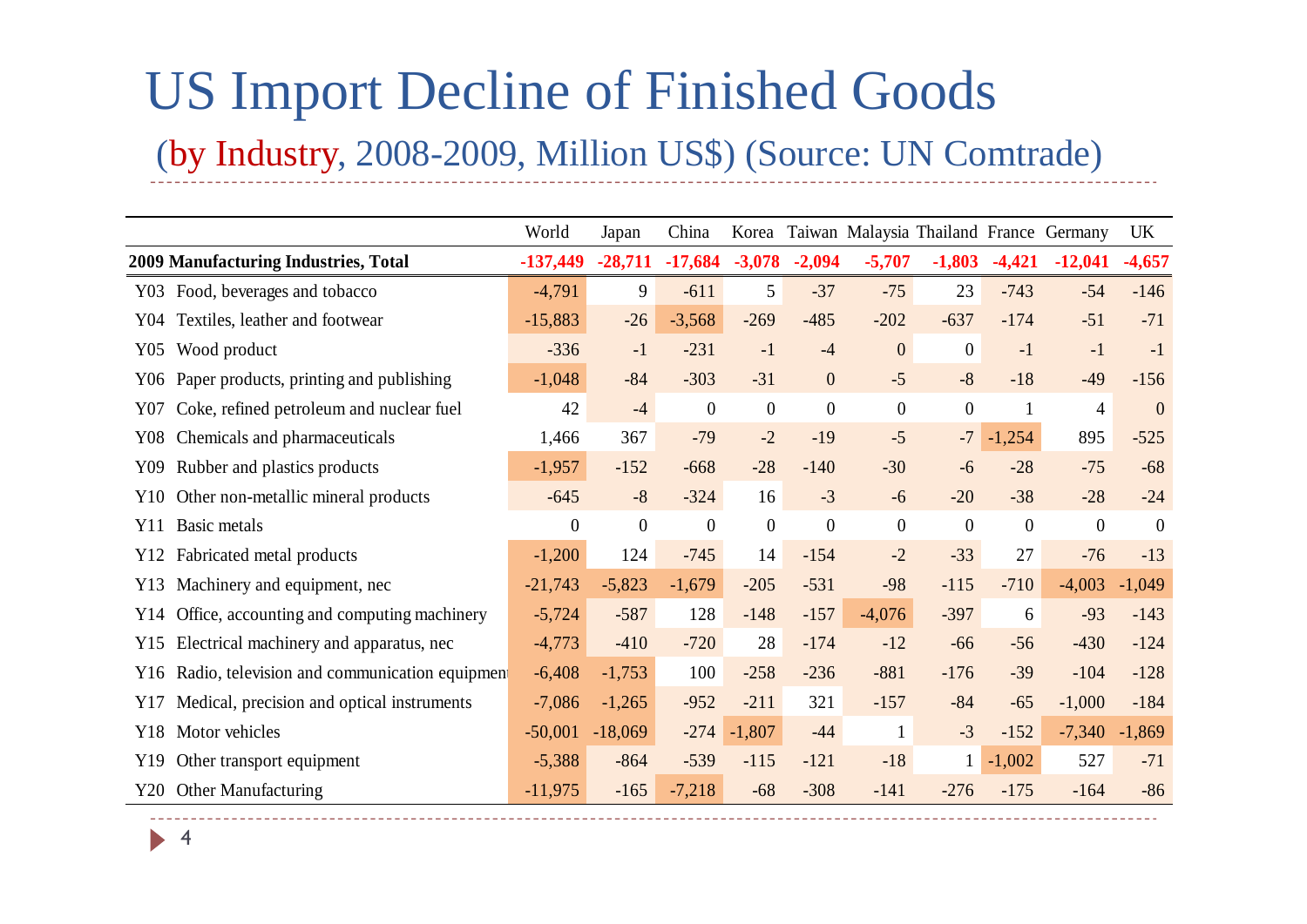# US Import Decline of Finished Goods

## (by Industry, 2008-2009, Million US$) (Source: UN Comtrade)

| | World | Japan | China | Korea | Taiwan | Malaysia | Thailand | France | Germany | UK |
|---|---|---|---|---|---|---|---|---|---|---|
| **2009 Manufacturing Industries, Total** | **-137,449** | **-28,711** | **-17,684** | **-3,078** | **-2,094** | **-5,707** | **-1,803** | **-4,421** | **-12,041** | **-4,657** |
| Y03 Food, beverages and tobacco | -4,791 | 9 | -611 | 5 | -37 | -75 | 23 | -743 | -54 | -146 |
| Y04 Textiles, leather and footwear | -15,883 | -26 | -3,568 | -269 | -485 | -202 | -637 | -174 | -51 | -71 |
| Y05 Wood product | -336 | -1 | -231 | -1 | -4 | 0 | 0 | -1 | -1 | -1 |
| Y06 Paper products, printing and publishing | -1,048 | -84 | -303 | -31 | 0 | -5 | -8 | -18 | -49 | -156 |
| Y07 Coke, refined petroleum and nuclear fuel | 42 | -4 | 0 | 0 | 0 | 0 | 0 | 1 | 4 | 0 |
| Y08 Chemicals and pharmaceuticals | 1,466 | 367 | -79 | -2 | -19 | -5 | -7 | -1,254 | 895 | -525 |
| Y09 Rubber and plastics products | -1,957 | -152 | -668 | -28 | -140 | -30 | -6 | -28 | -75 | -68 |
| Y10 Other non-metallic mineral products | -645 | -8 | -324 | 16 | -3 | -6 | -20 | -38 | -28 | -24 |
| Y11 Basic metals | 0 | 0 | 0 | 0 | 0 | 0 | 0 | 0 | 0 | 0 |
| Y12 Fabricated metal products | -1,200 | 124 | -745 | 14 | -154 | -2 | -33 | 27 | -76 | -13 |
| Y13 Machinery and equipment, nec | -21,743 | -5,823 | -1,679 | -205 | -531 | -98 | -115 | -710 | -4,003 | -1,049 |
| Y14 Office, accounting and computing machinery | -5,724 | -587 | 128 | -148 | -157 | -4,076 | -397 | 6 | -93 | -143 |
| Y15 Electrical machinery and apparatus, nec | -4,773 | -410 | -720 | 28 | -174 | -12 | -66 | -56 | -430 | -124 |
| Y16 Radio, television and communication equipment | -6,408 | -1,753 | 100 | -258 | -236 | -881 | -176 | -39 | -104 | -128 |
| Y17 Medical, precision and optical instruments | -7,086 | -1,265 | -952 | -211 | 321 | -157 | -84 | -65 | -1,000 | -184 |
| Y18 Motor vehicles | -50,001 | -18,069 | -274 | -1,807 | -44 | 1 | -3 | -152 | -7,340 | -1,869 |
| Y19 Other transport equipment | -5,388 | -864 | -539 | -115 | -121 | -18 | 1 | -1,002 | 527 | -71 |
| Y20 Other Manufacturing | -11,975 | -165 | -7,218 | -68 | -308 | -141 | -276 | -175 | -164 | -86 |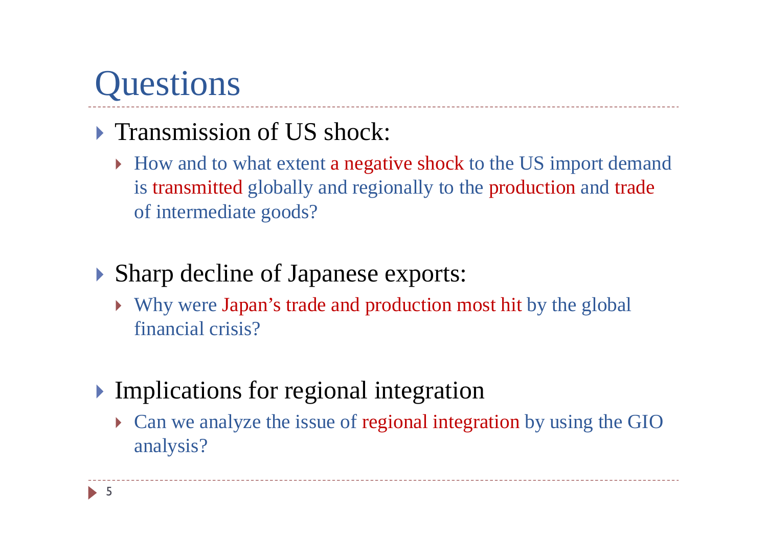# Questions

- Transmission of US shock:
  - How and to what extent a negative shock to the US import demand is transmitted globally and regionally to the production and trade of intermediate goods?

- Sharp decline of Japanese exports:
  - Why were Japan's trade and production most hit by the global financial crisis?

- Implications for regional integration
  - Can we analyze the issue of regional integration by using the GIO analysis?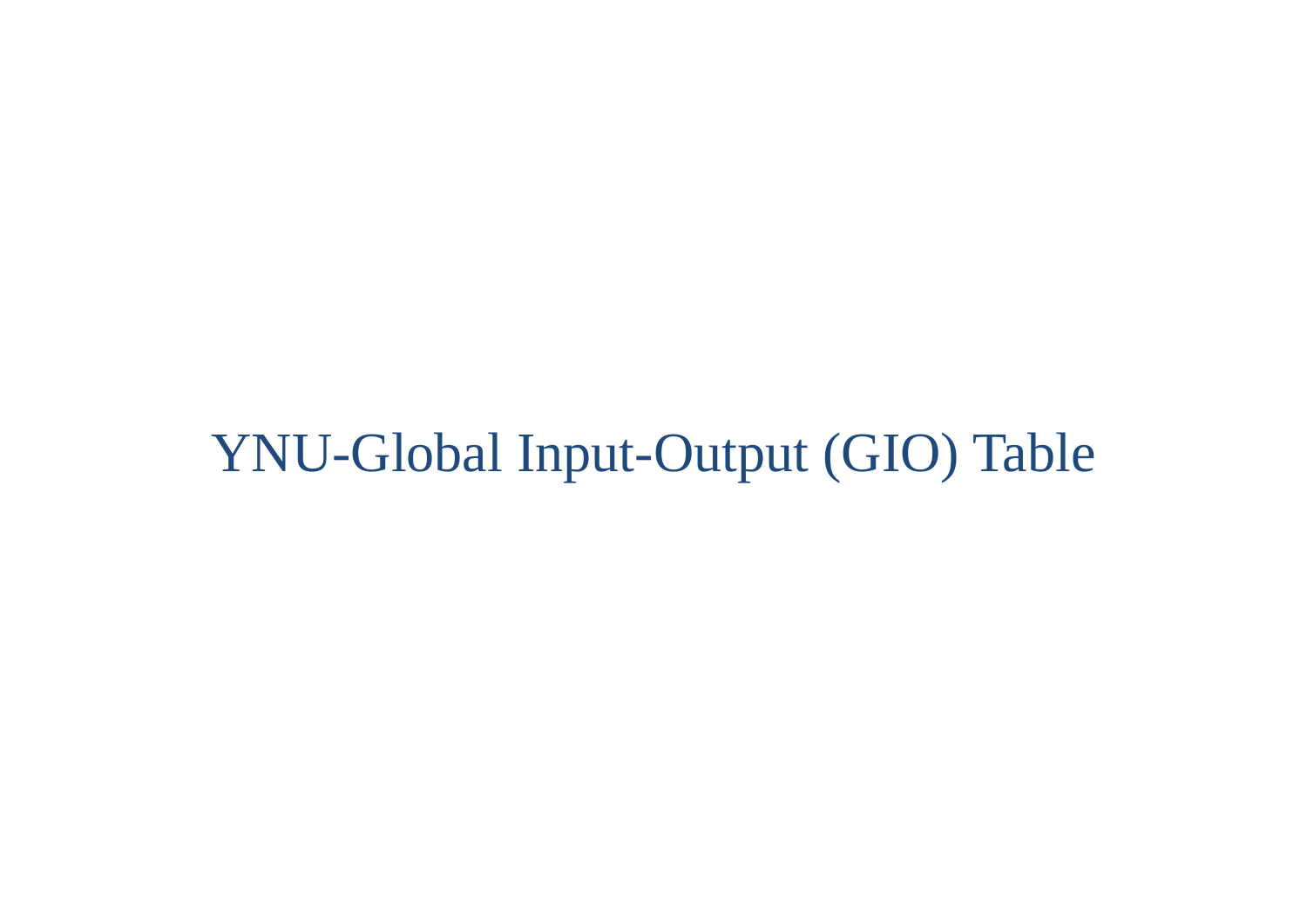# YNU-Global Input-Output (GIO) Table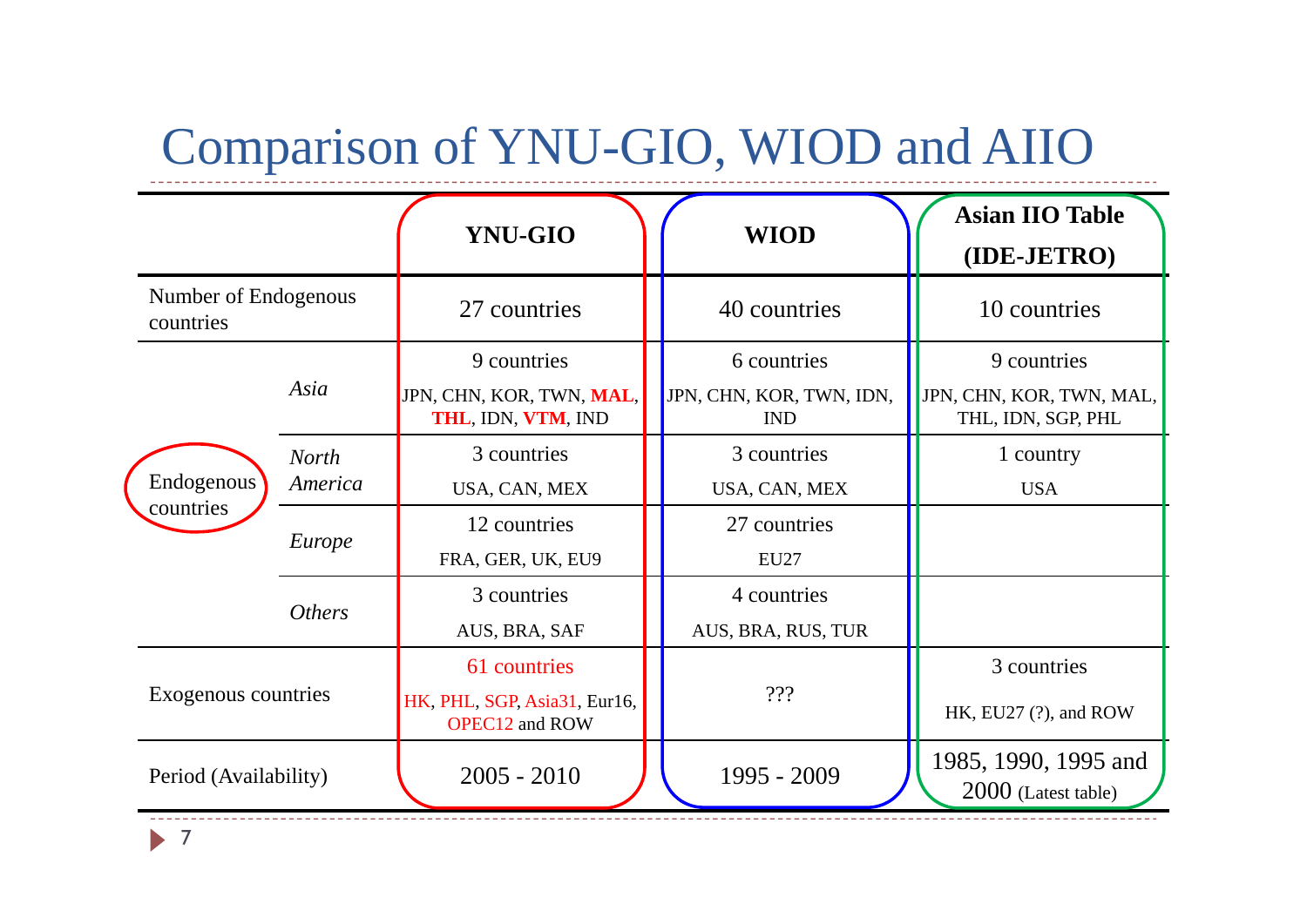# Comparison of YNU-GIO, WIOD and AIIO

| | | YNU-GIO | WIOD | Asian IIO Table (IDE-JETRO) |
|---|---|---|---|---|
| Number of Endogenous countries | | 27 countries | 40 countries | 10 countries |
| Endogenous countries | *Asia* | 9 countries<br>JPN, CHN, KOR, TWN, **MAL**, **THL**, IDN, **VTM**, IND | 6 countries<br>JPN, CHN, KOR, TWN, IDN, IND | 9 countries<br>JPN, CHN, KOR, TWN, MAL, THL, IDN, SGP, PHL |
| | *North America* | 3 countries<br>USA, CAN, MEX | 3 countries<br>USA, CAN, MEX | 1 country<br>USA |
| | *Europe* | 12 countries<br>FRA, GER, UK, EU9 | 27 countries<br>EU27 | |
| | *Others* | 3 countries<br>AUS, BRA, SAF | 4 countries<br>AUS, BRA, RUS, TUR | |
| Exogenous countries | | 61 countries<br>HK, PHL, SGP, Asia31, Eur16, OPEC12 and ROW | ??? | 3 countries<br>HK, EU27 (?), and ROW |
| Period (Availability) | | 2005 - 2010 | 1995 - 2009 | 1985, 1990, 1995 and 2000 (Latest table) |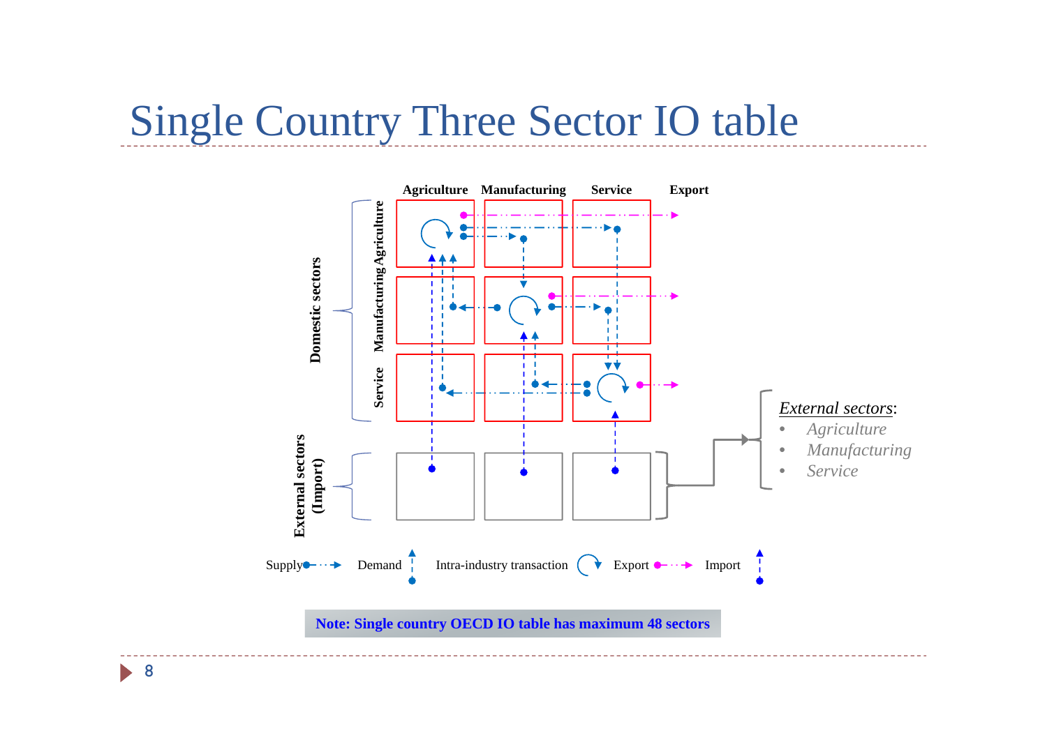# Single Country Three Sector IO table

|  | Agriculture | Manufacturing | Service | Export |
|---|---|---|---|---|
| **Domestic sectors** — Agriculture |  |  |  |  |
| **Domestic sectors** — Manufacturing |  |  |  |  |
| **Domestic sectors** — Service |  |  |  |  |
| **External sectors (Import)** |  |  |  |  |

*External sectors*:

- *Agriculture*
- *Manufacturing*
- *Service*

Supply · Demand · Intra-industry transaction · Export · Import

**Note: Single country OECD IO table has maximum 48 sectors**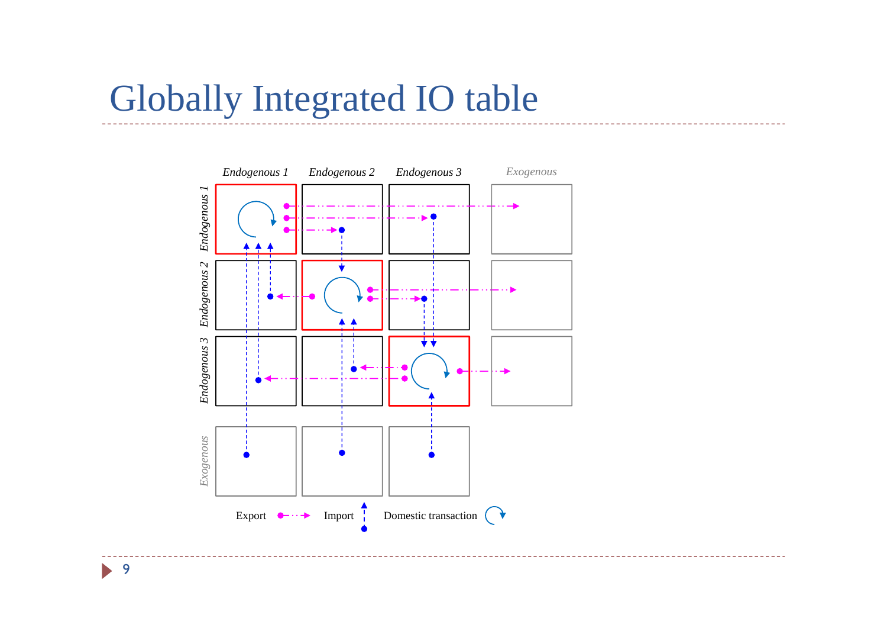# Globally Integrated IO table

| | Endogenous 1 | Endogenous 2 | Endogenous 3 | Exogenous |
|---|---|---|---|---|
| Endogenous 1 | | | | |
| Endogenous 2 | | | | |
| Endogenous 3 | | | | |
| Exogenous | | | | |

Export Import Domestic transaction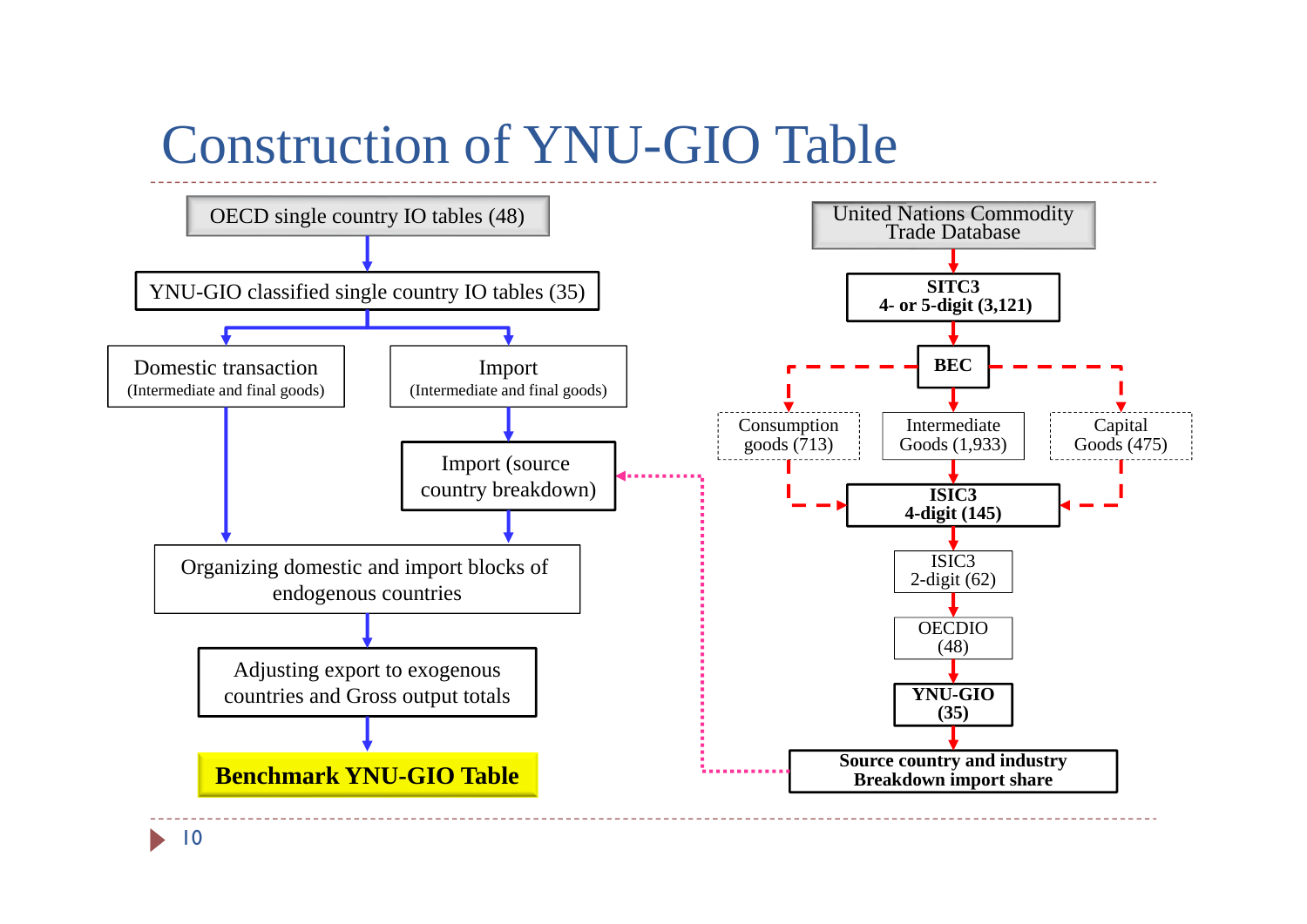# Construction of YNU-GIO Table

OECD single country IO tables (48)

YNU-GIO classified single country IO tables (35)

Domestic transaction
(Intermediate and final goods)

Import
(Intermediate and final goods)

Import (source country breakdown)

Organizing domestic and import blocks of endogenous countries

Adjusting export to exogenous countries and Gross output totals

**Benchmark YNU-GIO Table**

United Nations Commodity Trade Database

**SITC3**
**4- or 5-digit (3,121)**

**BEC**

Consumption goods (713)

Intermediate Goods (1,933)

Capital Goods (475)

**ISIC3**
**4-digit (145)**

ISIC3
2-digit (62)

OECDIO
(48)

**YNU-GIO**
**(35)**

**Source country and industry Breakdown import share**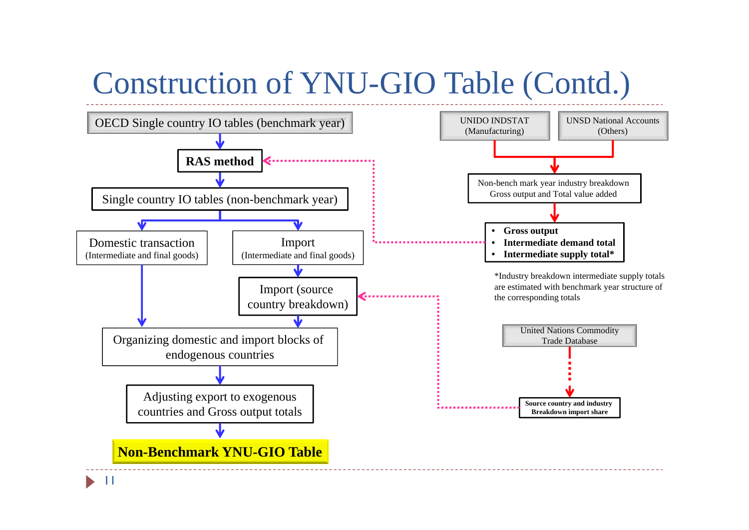# Construction of YNU-GIO Table (Contd.)

OECD Single country IO tables (benchmark year)

**RAS method**

Single country IO tables (non-benchmark year)

Domestic transaction
(Intermediate and final goods)

Import
(Intermediate and final goods)

Import (source country breakdown)

Organizing domestic and import blocks of endogenous countries

Adjusting export to exogenous countries and Gross output totals

**Non-Benchmark YNU-GIO Table**

UNIDO INDSTAT
(Manufacturing)

UNSD National Accounts
(Others)

Non-bench mark year industry breakdown
Gross output and Total value added

- **Gross output**
- **Intermediate demand total**
- **Intermediate supply total***

*Industry breakdown intermediate supply totals are estimated with benchmark year structure of the corresponding totals

United Nations Commodity Trade Database

**Source country and industry Breakdown import share**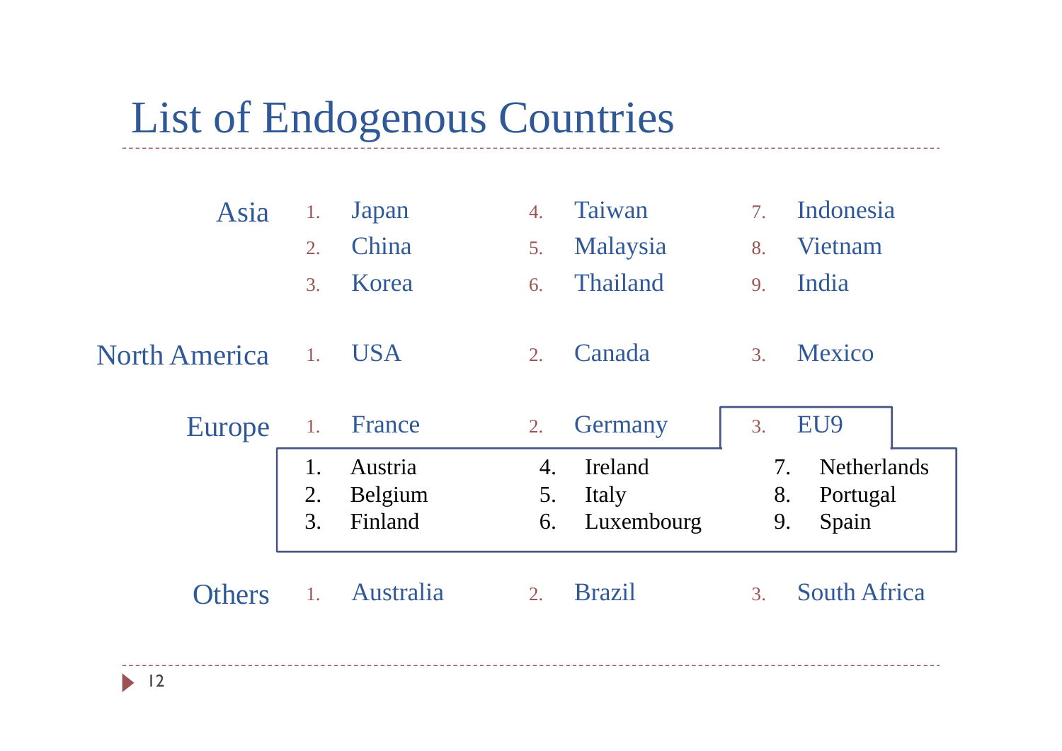# List of Endogenous Countries

**Asia**

1. Japan
2. China
3. Korea
4. Taiwan
5. Malaysia
6. Thailand
7. Indonesia
8. Vietnam
9. India

**North America**

1. USA
2. Canada
3. Mexico

**Europe**

1. France
2. Germany
3. EU9
   1. Austria
   2. Belgium
   3. Finland
   4. Ireland
   5. Italy
   6. Luxembourg
   7. Netherlands
   8. Portugal
   9. Spain

**Others**

1. Australia
2. Brazil
3. South Africa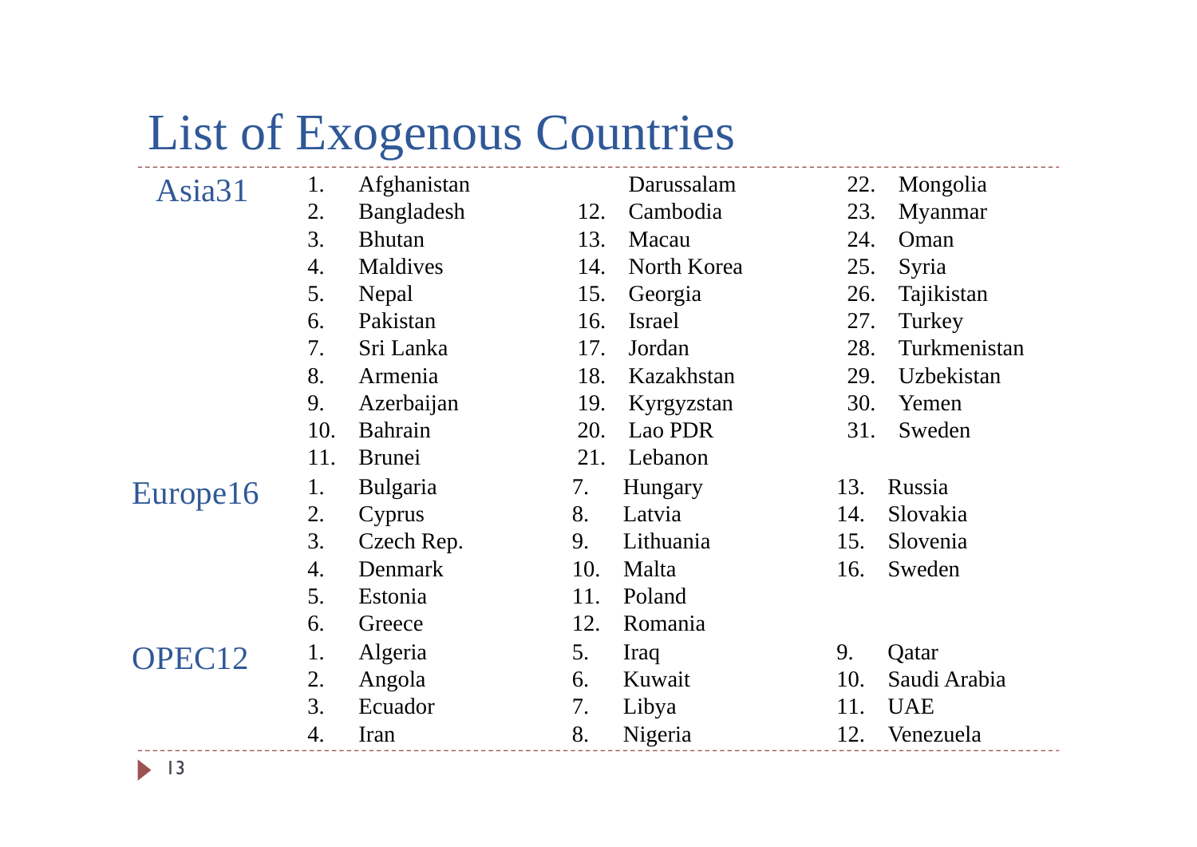# List of Exogenous Countries

## Asia31

1. Afghanistan
2. Bangladesh
3. Bhutan
4. Maldives
5. Nepal
6. Pakistan
7. Sri Lanka
8. Armenia
9. Azerbaijan
10. Bahrain
11. Brunei Darussalam
12. Cambodia
13. Macau
14. North Korea
15. Georgia
16. Israel
17. Jordan
18. Kazakhstan
19. Kyrgyzstan
20. Lao PDR
21. Lebanon
22. Mongolia
23. Myanmar
24. Oman
25. Syria
26. Tajikistan
27. Turkey
28. Turkmenistan
29. Uzbekistan
30. Yemen
31. Sweden

## Europe16

1. Bulgaria
2. Cyprus
3. Czech Rep.
4. Denmark
5. Estonia
6. Greece
7. Hungary
8. Latvia
9. Lithuania
10. Malta
11. Poland
12. Romania
13. Russia
14. Slovakia
15. Slovenia
16. Sweden

## OPEC12

1. Algeria
2. Angola
3. Ecuador
4. Iran
5. Iraq
6. Kuwait
7. Libya
8. Nigeria
9. Qatar
10. Saudi Arabia
11. UAE
12. Venezuela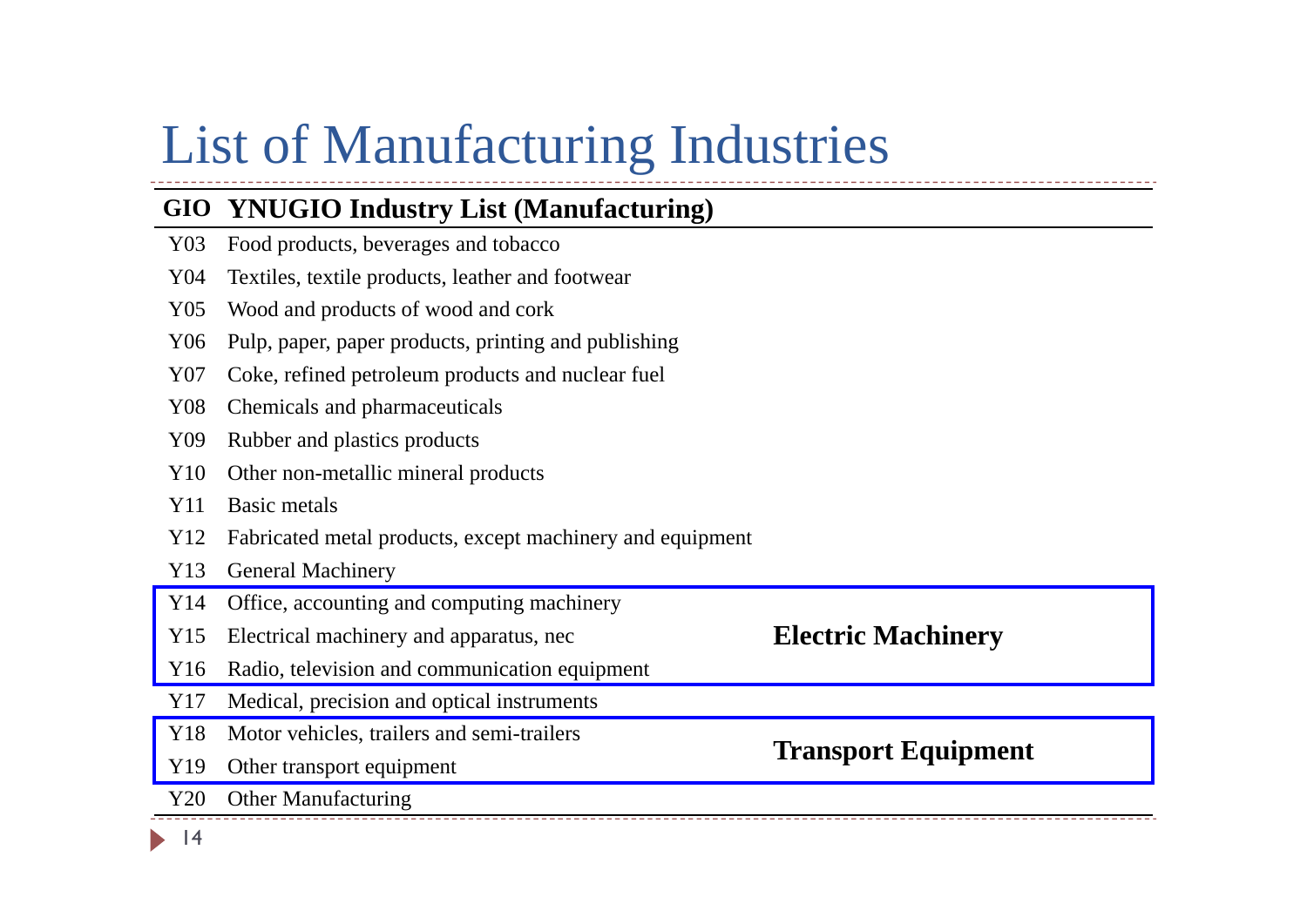# List of Manufacturing Industries

| GIO | YNUGIO Industry List (Manufacturing) | |
|---|---|---|
| Y03 | Food products, beverages and tobacco | |
| Y04 | Textiles, textile products, leather and footwear | |
| Y05 | Wood and products of wood and cork | |
| Y06 | Pulp, paper, paper products, printing and publishing | |
| Y07 | Coke, refined petroleum products and nuclear fuel | |
| Y08 | Chemicals and pharmaceuticals | |
| Y09 | Rubber and plastics products | |
| Y10 | Other non-metallic mineral products | |
| Y11 | Basic metals | |
| Y12 | Fabricated metal products, except machinery and equipment | |
| Y13 | General Machinery | |
| Y14 | Office, accounting and computing machinery | **Electric Machinery** |
| Y15 | Electrical machinery and apparatus, nec | **Electric Machinery** |
| Y16 | Radio, television and communication equipment | **Electric Machinery** |
| Y17 | Medical, precision and optical instruments | |
| Y18 | Motor vehicles, trailers and semi-trailers | **Transport Equipment** |
| Y19 | Other transport equipment | **Transport Equipment** |
| Y20 | Other Manufacturing | |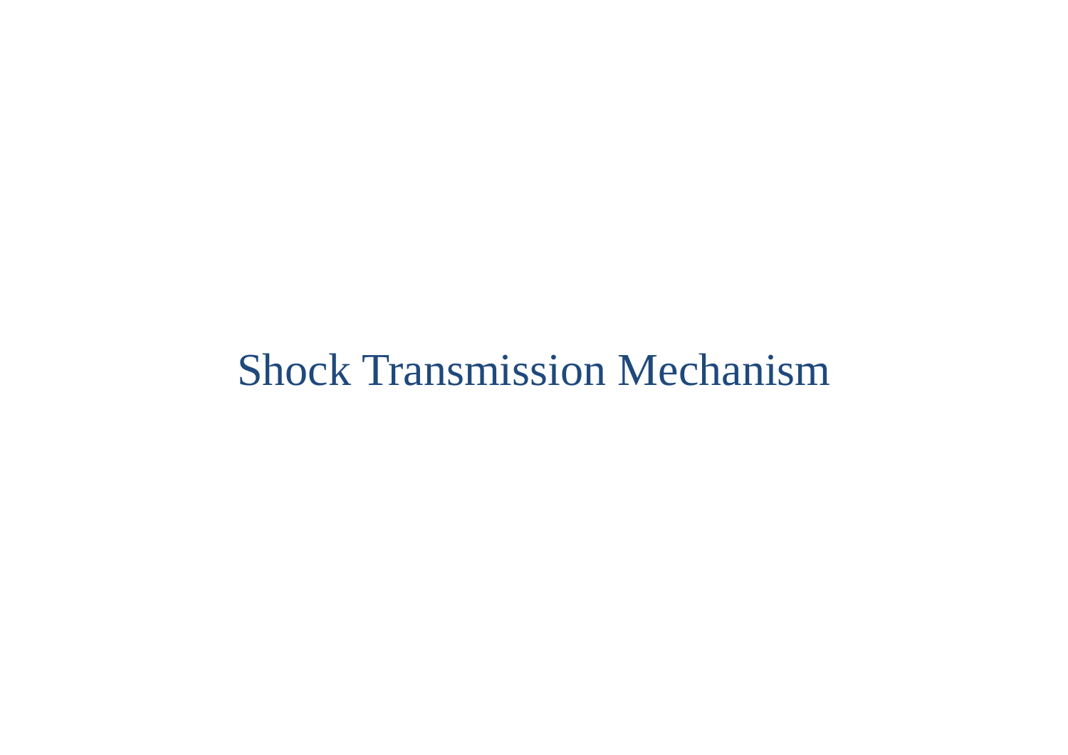# Shock Transmission Mechanism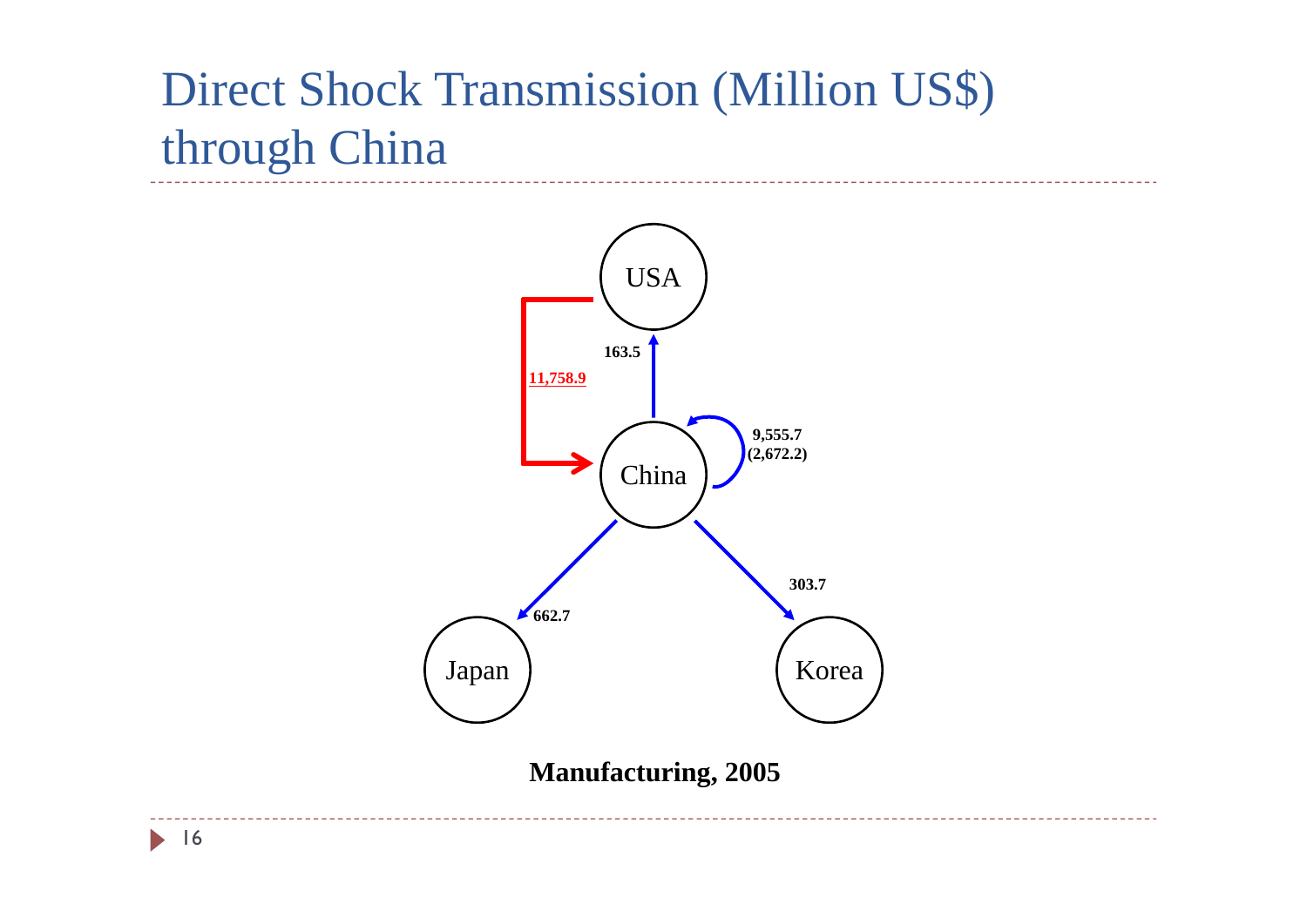# Direct Shock Transmission (Million US$) through China

USA

11,758.9

163.5

China

9,555.7
(2,672.2)

662.7

303.7

Japan

Korea

**Manufacturing, 2005**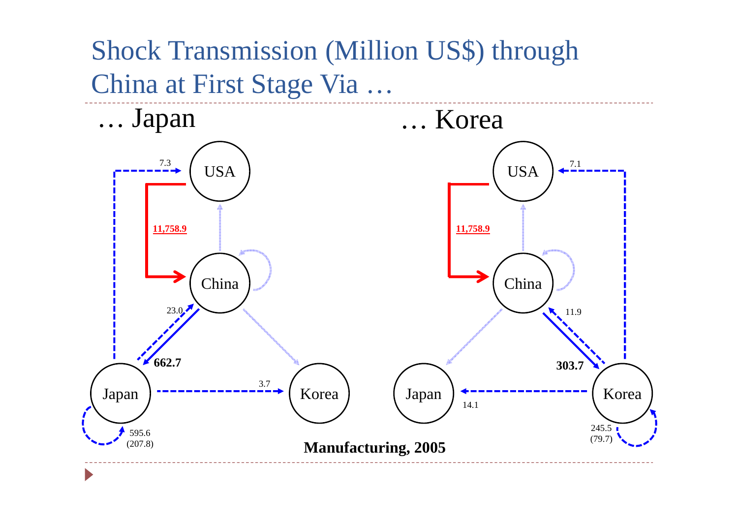# Shock Transmission (Million US$) through China at First Stage Via …

## … Japan

USA

11,758.9

China

23.0

662.7

7.3

Japan

3.7

Korea

595.6
(207.8)

## … Korea

USA

7.1

11,758.9

China

11.9

303.7

Japan

14.1

Korea

245.5
(79.7)

**Manufacturing, 2005**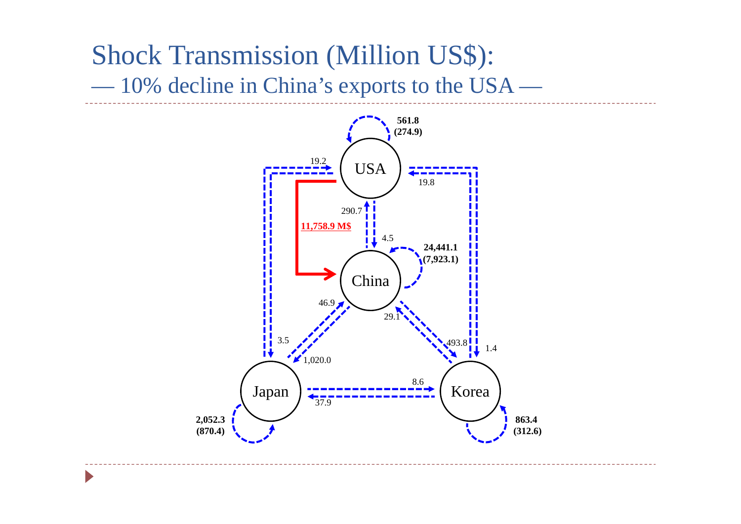# Shock Transmission (Million US$):

## — 10% decline in China's exports to the USA —

USA

China

Japan

Korea

**561.8**
**(274.9)**

19.2

19.8

290.7

4.5

**11,758.9 M$**

**24,441.1**
**(7,923.1)**

46.9

29.1

3.5

1,020.0

493.8

1.4

8.6

37.9

**2,052.3**
**(870.4)**

**863.4**
**(312.6)**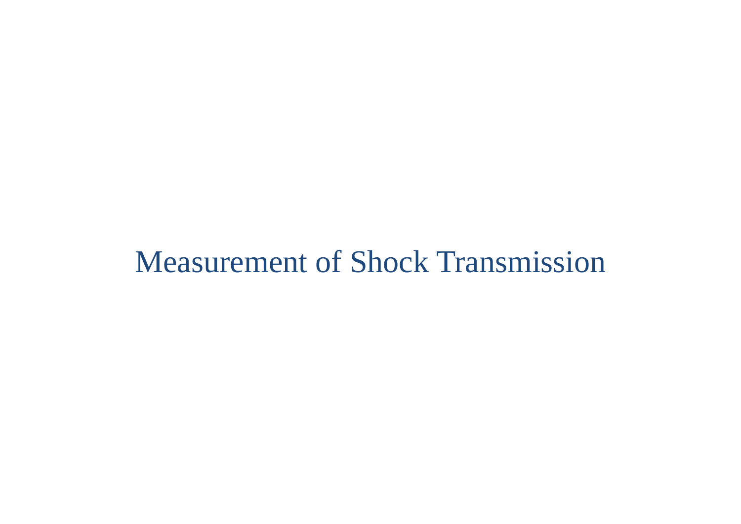# Measurement of Shock Transmission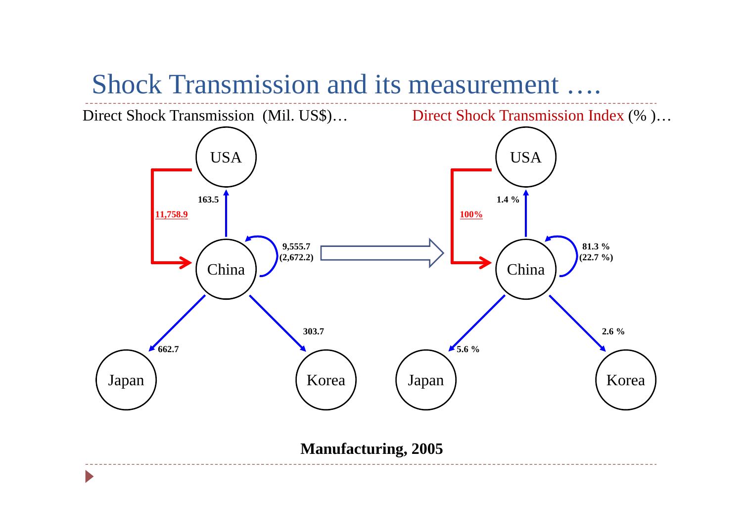# Shock Transmission and its measurement ….

Direct Shock Transmission (Mil. US$)…

Direct Shock Transmission Index (% )…

USA

163.5

11,758.9

China

9,555.7
(2,672.2)

662.7

303.7

Japan

Korea

USA

1.4 %

100%

China

81.3 %
(22.7 %)

5.6 %

2.6 %

Japan

Korea

**Manufacturing, 2005**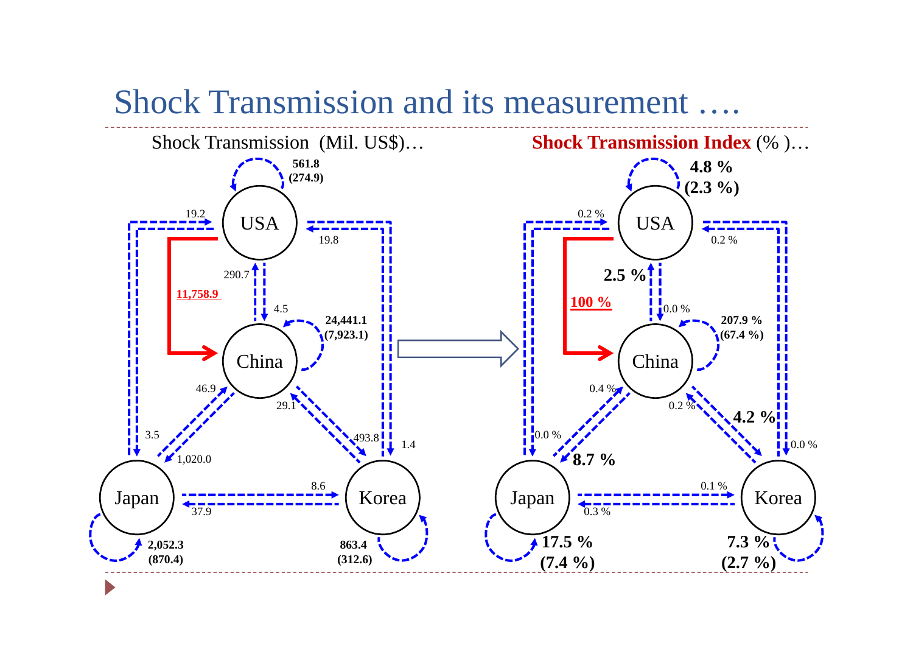# Shock Transmission and its measurement ….

Shock Transmission (Mil. US$)…

Shock Transmission Index (% )…

| From \ To | USA | China | Japan | Korea |
|---|---|---|---|---|
| USA | 561.8 (274.9) | **11,758.9** | 19.2 | 19.8 |
| China | 290.7 | 24,441.1 (7,923.1) | 1,020.0 | 493.8 |
| Japan | 3.5 | 46.9 | 2,052.3 (870.4) | 8.6 |
| Korea | 1.4 | 29.1 | 37.9 | 863.4 (312.6) |

| From \ To | USA | China | Japan | Korea |
|---|---|---|---|---|
| USA | 4.8 % (2.3 %) | **100 %** | 0.2 % | 0.2 % |
| China | 2.5 % | 207.9 % (67.4 %) | 8.7 % | 4.2 % |
| Japan | 0.0 % | 0.4 % | 17.5 % (7.4 %) | 0.1 % |
| Korea | 0.0 % | 0.2 % | 0.3 % | 7.3 % (2.7 %) |

China → USA: 4.5 (0.0 %)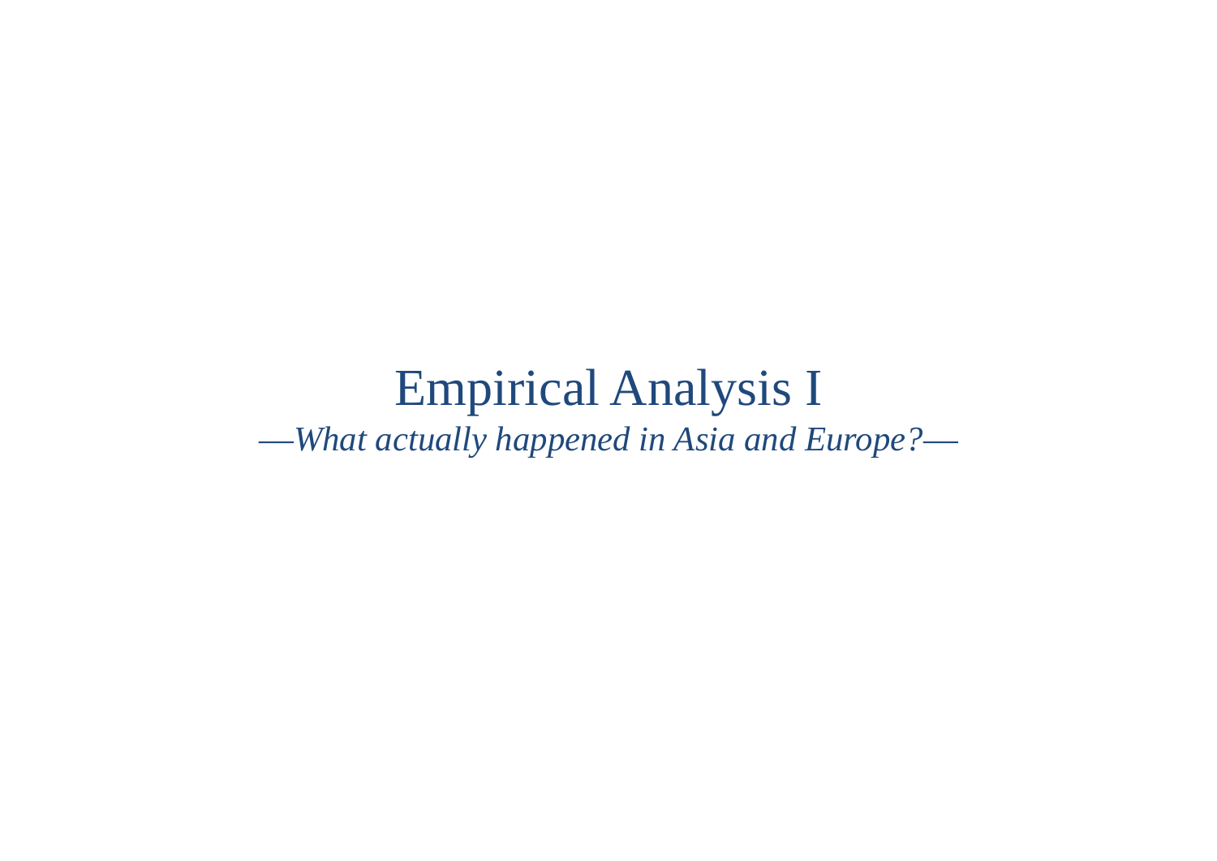# Empirical Analysis I

*—What actually happened in Asia and Europe?—*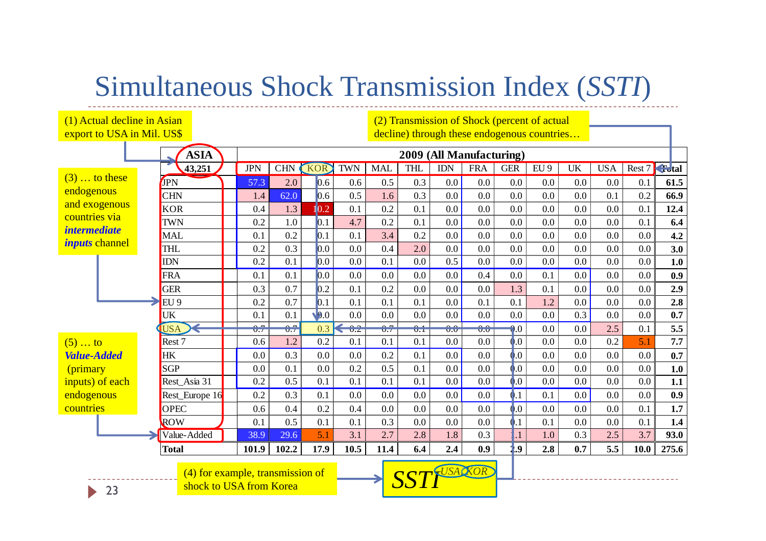# Simultaneous Shock Transmission Index (*SSTI*)

(1) Actual decline in Asian export to USA in Mil. US$

(2) Transmission of Shock (percent of actual decline) through these endogenous countries…

(3) … to these endogenous and exogenous countries via ***intermediate inputs*** channel

| ASIA 43,251 | 2009 (All Manufacturing) | | | | | | | | | | | | | |
|---|---|---|---|---|---|---|---|---|---|---|---|---|---|---|
| | JPN | CHN | KOR | TWN | MAL | THL | IDN | FRA | GER | EU 9 | UK | USA | Rest 7 | Total |
| JPN | 57.3 | 2.0 | 0.6 | 0.6 | 0.5 | 0.3 | 0.0 | 0.0 | 0.0 | 0.0 | 0.0 | 0.0 | 0.1 | **61.5** |
| CHN | 1.4 | 62.0 | 0.6 | 0.5 | 1.6 | 0.3 | 0.0 | 0.0 | 0.0 | 0.0 | 0.0 | 0.1 | 0.2 | **66.9** |
| KOR | 0.4 | 1.3 | 10.2 | 0.1 | 0.2 | 0.1 | 0.0 | 0.0 | 0.0 | 0.0 | 0.0 | 0.0 | 0.1 | **12.4** |
| TWN | 0.2 | 1.0 | 0.1 | 4.7 | 0.2 | 0.1 | 0.0 | 0.0 | 0.0 | 0.0 | 0.0 | 0.0 | 0.1 | **6.4** |
| MAL | 0.1 | 0.2 | 0.1 | 0.1 | 3.4 | 0.2 | 0.0 | 0.0 | 0.0 | 0.0 | 0.0 | 0.0 | 0.0 | **4.2** |
| THL | 0.2 | 0.3 | 0.0 | 0.0 | 0.4 | 2.0 | 0.0 | 0.0 | 0.0 | 0.0 | 0.0 | 0.0 | 0.0 | **3.0** |
| IDN | 0.2 | 0.1 | 0.0 | 0.0 | 0.1 | 0.0 | 0.5 | 0.0 | 0.0 | 0.0 | 0.0 | 0.0 | 0.0 | **1.0** |
| FRA | 0.1 | 0.1 | 0.0 | 0.0 | 0.0 | 0.0 | 0.0 | 0.4 | 0.0 | 0.1 | 0.0 | 0.0 | 0.0 | **0.9** |
| GER | 0.3 | 0.7 | 0.2 | 0.1 | 0.2 | 0.0 | 0.0 | 0.0 | 1.3 | 0.1 | 0.0 | 0.0 | 0.0 | **2.9** |
| EU 9 | 0.2 | 0.7 | 0.1 | 0.1 | 0.1 | 0.1 | 0.0 | 0.1 | 0.1 | 1.2 | 0.0 | 0.0 | 0.0 | **2.8** |
| UK | 0.1 | 0.1 | 0.0 | 0.0 | 0.0 | 0.0 | 0.0 | 0.0 | 0.0 | 0.0 | 0.3 | 0.0 | 0.0 | **0.7** |
| USA | 0.7 | 0.7 | 0.3 | 0.2 | 0.7 | 0.1 | 0.0 | 0.0 | 0.0 | 0.0 | 0.0 | 2.5 | 0.1 | **5.5** |
| Rest 7 | 0.6 | 1.2 | 0.2 | 0.1 | 0.1 | 0.1 | 0.0 | 0.0 | 0.0 | 0.0 | 0.0 | 0.2 | 5.1 | **7.7** |
| HK | 0.0 | 0.3 | 0.0 | 0.0 | 0.2 | 0.1 | 0.0 | 0.0 | 0.0 | 0.0 | 0.0 | 0.0 | 0.0 | **0.7** |
| SGP | 0.0 | 0.1 | 0.0 | 0.2 | 0.5 | 0.1 | 0.0 | 0.0 | 0.0 | 0.0 | 0.0 | 0.0 | 0.0 | **1.0** |
| Rest_Asia 31 | 0.2 | 0.5 | 0.1 | 0.1 | 0.1 | 0.1 | 0.0 | 0.0 | 0.0 | 0.0 | 0.0 | 0.0 | 0.0 | **1.1** |
| Rest_Europe 16 | 0.2 | 0.3 | 0.1 | 0.0 | 0.0 | 0.0 | 0.0 | 0.0 | 0.1 | 0.1 | 0.0 | 0.0 | 0.0 | **0.9** |
| OPEC | 0.6 | 0.4 | 0.2 | 0.4 | 0.0 | 0.0 | 0.0 | 0.0 | 0.0 | 0.0 | 0.0 | 0.0 | 0.1 | **1.7** |
| ROW | 0.1 | 0.5 | 0.1 | 0.1 | 0.3 | 0.0 | 0.0 | 0.0 | 0.1 | 0.1 | 0.0 | 0.0 | 0.1 | **1.4** |
| Value-Added | 38.9 | 29.6 | 5.1 | 3.1 | 2.7 | 2.8 | 1.8 | 0.3 | 1.1 | 1.0 | 0.3 | 2.5 | 3.7 | **93.0** |
| **Total** | **101.9** | **102.2** | **17.9** | **10.5** | **11.4** | **6.4** | **2.4** | **0.9** | **2.9** | **2.8** | **0.7** | **5.5** | **10.0** | **275.6** |

(5) … to ***Value-Added*** (primary inputs) of each endogenous countries

(4) for example, transmission of shock to USA from Korea

$SSTI_{USA,KOR}$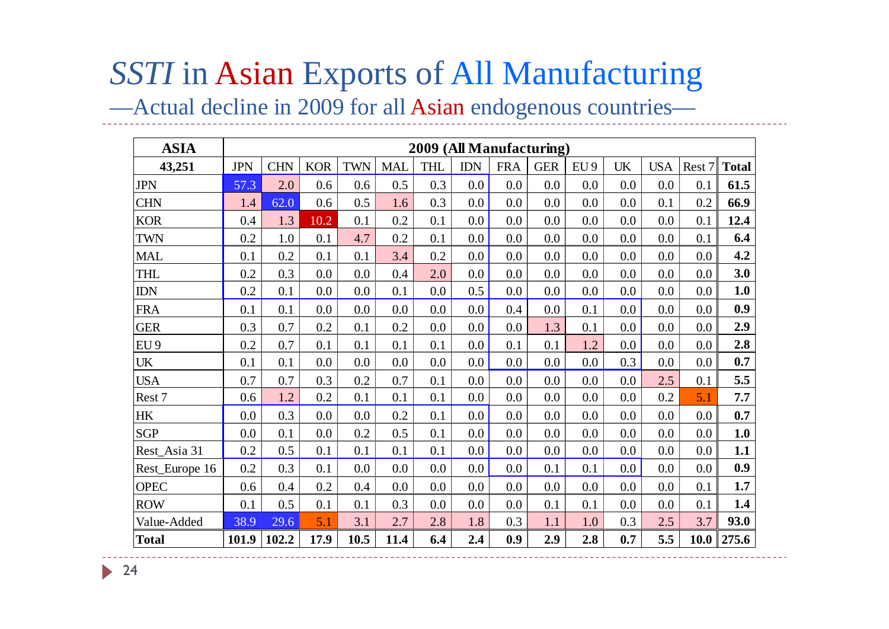# *SSTI* in Asian Exports of All Manufacturing

—Actual decline in 2009 for all Asian endogenous countries—

| ASIA | 2009 (All Manufacturing) | | | | | | | | | | | | | |
|---|---|---|---|---|---|---|---|---|---|---|---|---|---|---|
| 43,251 | JPN | CHN | KOR | TWN | MAL | THL | IDN | FRA | GER | EU 9 | UK | USA | Rest 7 | **Total** |
| JPN | 57.3 | 2.0 | 0.6 | 0.6 | 0.5 | 0.3 | 0.0 | 0.0 | 0.0 | 0.0 | 0.0 | 0.0 | 0.1 | **61.5** |
| CHN | 1.4 | 62.0 | 0.6 | 0.5 | 1.6 | 0.3 | 0.0 | 0.0 | 0.0 | 0.0 | 0.0 | 0.1 | 0.2 | **66.9** |
| KOR | 0.4 | 1.3 | 10.2 | 0.1 | 0.2 | 0.1 | 0.0 | 0.0 | 0.0 | 0.0 | 0.0 | 0.0 | 0.1 | **12.4** |
| TWN | 0.2 | 1.0 | 0.1 | 4.7 | 0.2 | 0.1 | 0.0 | 0.0 | 0.0 | 0.0 | 0.0 | 0.0 | 0.1 | **6.4** |
| MAL | 0.1 | 0.2 | 0.1 | 0.1 | 3.4 | 0.2 | 0.0 | 0.0 | 0.0 | 0.0 | 0.0 | 0.0 | 0.0 | **4.2** |
| THL | 0.2 | 0.3 | 0.0 | 0.0 | 0.4 | 2.0 | 0.0 | 0.0 | 0.0 | 0.0 | 0.0 | 0.0 | 0.0 | **3.0** |
| IDN | 0.2 | 0.1 | 0.0 | 0.0 | 0.1 | 0.0 | 0.5 | 0.0 | 0.0 | 0.0 | 0.0 | 0.0 | 0.0 | **1.0** |
| FRA | 0.1 | 0.1 | 0.0 | 0.0 | 0.0 | 0.0 | 0.0 | 0.4 | 0.0 | 0.1 | 0.0 | 0.0 | 0.0 | **0.9** |
| GER | 0.3 | 0.7 | 0.2 | 0.1 | 0.2 | 0.0 | 0.0 | 0.0 | 1.3 | 0.1 | 0.0 | 0.0 | 0.0 | **2.9** |
| EU 9 | 0.2 | 0.7 | 0.1 | 0.1 | 0.1 | 0.1 | 0.0 | 0.1 | 0.1 | 1.2 | 0.0 | 0.0 | 0.0 | **2.8** |
| UK | 0.1 | 0.1 | 0.0 | 0.0 | 0.0 | 0.0 | 0.0 | 0.0 | 0.0 | 0.0 | 0.3 | 0.0 | 0.0 | **0.7** |
| USA | 0.7 | 0.7 | 0.3 | 0.2 | 0.7 | 0.1 | 0.0 | 0.0 | 0.0 | 0.0 | 0.0 | 2.5 | 0.1 | **5.5** |
| Rest 7 | 0.6 | 1.2 | 0.2 | 0.1 | 0.1 | 0.1 | 0.0 | 0.0 | 0.0 | 0.0 | 0.0 | 0.2 | 5.1 | **7.7** |
| HK | 0.0 | 0.3 | 0.0 | 0.0 | 0.2 | 0.1 | 0.0 | 0.0 | 0.0 | 0.0 | 0.0 | 0.0 | 0.0 | **0.7** |
| SGP | 0.0 | 0.1 | 0.0 | 0.2 | 0.5 | 0.1 | 0.0 | 0.0 | 0.0 | 0.0 | 0.0 | 0.0 | 0.0 | **1.0** |
| Rest_Asia 31 | 0.2 | 0.5 | 0.1 | 0.1 | 0.1 | 0.1 | 0.0 | 0.0 | 0.0 | 0.0 | 0.0 | 0.0 | 0.0 | **1.1** |
| Rest_Europe 16 | 0.2 | 0.3 | 0.1 | 0.0 | 0.0 | 0.0 | 0.0 | 0.0 | 0.1 | 0.1 | 0.0 | 0.0 | 0.0 | **0.9** |
| OPEC | 0.6 | 0.4 | 0.2 | 0.4 | 0.0 | 0.0 | 0.0 | 0.0 | 0.0 | 0.0 | 0.0 | 0.0 | 0.1 | **1.7** |
| ROW | 0.1 | 0.5 | 0.1 | 0.1 | 0.3 | 0.0 | 0.0 | 0.0 | 0.1 | 0.1 | 0.0 | 0.0 | 0.1 | **1.4** |
| Value-Added | 38.9 | 29.6 | 5.1 | 3.1 | 2.7 | 2.8 | 1.8 | 0.3 | 1.1 | 1.0 | 0.3 | 2.5 | 3.7 | **93.0** |
| **Total** | **101.9** | **102.2** | **17.9** | **10.5** | **11.4** | **6.4** | **2.4** | **0.9** | **2.9** | **2.8** | **0.7** | **5.5** | **10.0** | **275.6** |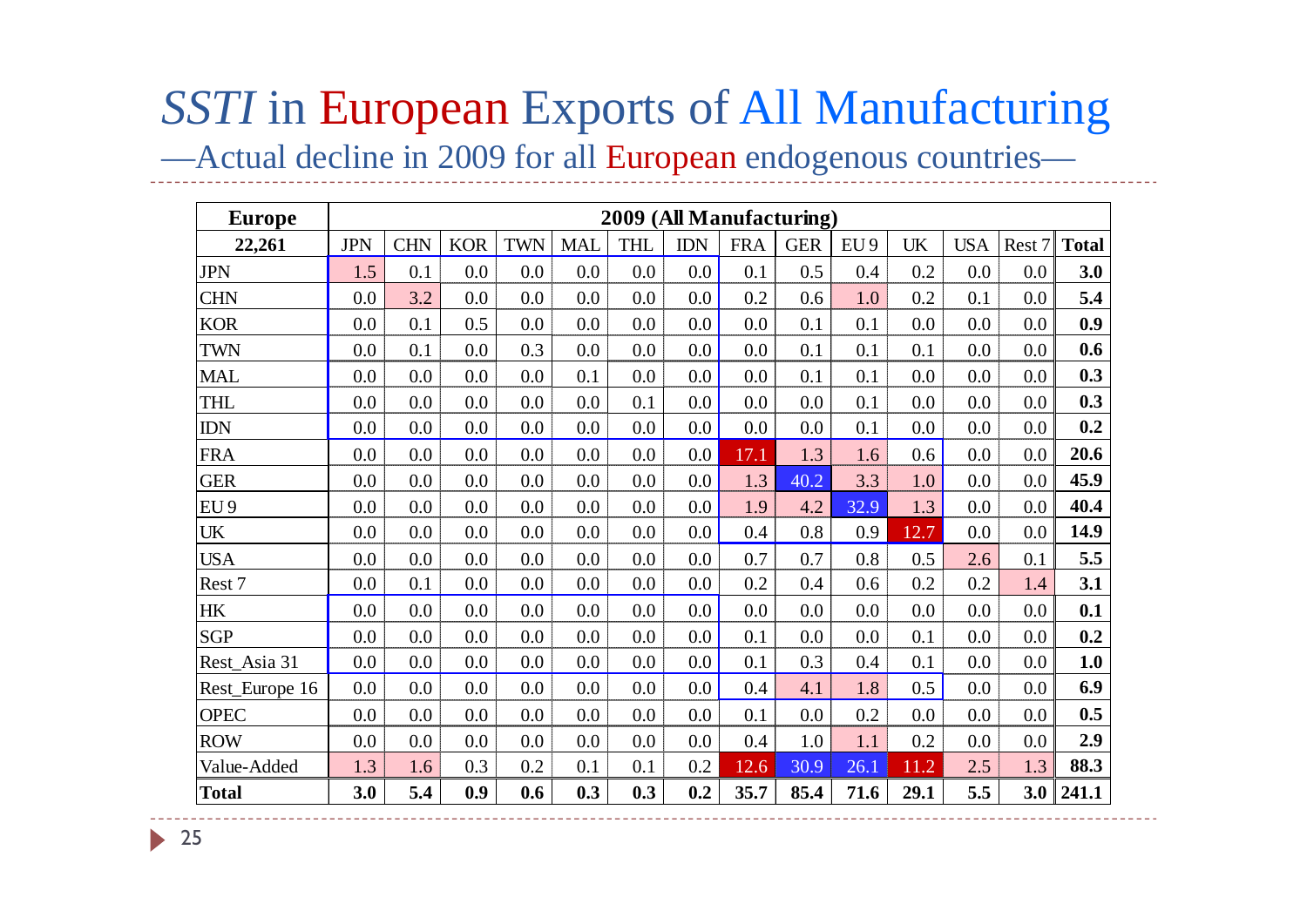# *SSTI* in European Exports of All Manufacturing

—Actual decline in 2009 for all European endogenous countries—

| Europe | 2009 (All Manufacturing) | | | | | | | | | | | | | |
|---|---|---|---|---|---|---|---|---|---|---|---|---|---|---|
| 22,261 | JPN | CHN | KOR | TWN | MAL | THL | IDN | FRA | GER | EU 9 | UK | USA | Rest 7 | **Total** |
| JPN | 1.5 | 0.1 | 0.0 | 0.0 | 0.0 | 0.0 | 0.0 | 0.1 | 0.5 | 0.4 | 0.2 | 0.0 | 0.0 | **3.0** |
| CHN | 0.0 | 3.2 | 0.0 | 0.0 | 0.0 | 0.0 | 0.0 | 0.2 | 0.6 | 1.0 | 0.2 | 0.1 | 0.0 | **5.4** |
| KOR | 0.0 | 0.1 | 0.5 | 0.0 | 0.0 | 0.0 | 0.0 | 0.0 | 0.1 | 0.1 | 0.0 | 0.0 | 0.0 | **0.9** |
| TWN | 0.0 | 0.1 | 0.0 | 0.3 | 0.0 | 0.0 | 0.0 | 0.0 | 0.1 | 0.1 | 0.1 | 0.0 | 0.0 | **0.6** |
| MAL | 0.0 | 0.0 | 0.0 | 0.0 | 0.1 | 0.0 | 0.0 | 0.0 | 0.1 | 0.1 | 0.0 | 0.0 | 0.0 | **0.3** |
| THL | 0.0 | 0.0 | 0.0 | 0.0 | 0.0 | 0.1 | 0.0 | 0.0 | 0.0 | 0.1 | 0.0 | 0.0 | 0.0 | **0.3** |
| IDN | 0.0 | 0.0 | 0.0 | 0.0 | 0.0 | 0.0 | 0.0 | 0.0 | 0.0 | 0.1 | 0.0 | 0.0 | 0.0 | **0.2** |
| FRA | 0.0 | 0.0 | 0.0 | 0.0 | 0.0 | 0.0 | 0.0 | 17.1 | 1.3 | 1.6 | 0.6 | 0.0 | 0.0 | **20.6** |
| GER | 0.0 | 0.0 | 0.0 | 0.0 | 0.0 | 0.0 | 0.0 | 1.3 | 40.2 | 3.3 | 1.0 | 0.0 | 0.0 | **45.9** |
| EU 9 | 0.0 | 0.0 | 0.0 | 0.0 | 0.0 | 0.0 | 0.0 | 1.9 | 4.2 | 32.9 | 1.3 | 0.0 | 0.0 | **40.4** |
| UK | 0.0 | 0.0 | 0.0 | 0.0 | 0.0 | 0.0 | 0.0 | 0.4 | 0.8 | 0.9 | 12.7 | 0.0 | 0.0 | **14.9** |
| USA | 0.0 | 0.0 | 0.0 | 0.0 | 0.0 | 0.0 | 0.0 | 0.7 | 0.7 | 0.8 | 0.5 | 2.6 | 0.1 | **5.5** |
| Rest 7 | 0.0 | 0.1 | 0.0 | 0.0 | 0.0 | 0.0 | 0.0 | 0.2 | 0.4 | 0.6 | 0.2 | 0.2 | 1.4 | **3.1** |
| HK | 0.0 | 0.0 | 0.0 | 0.0 | 0.0 | 0.0 | 0.0 | 0.0 | 0.0 | 0.0 | 0.0 | 0.0 | 0.0 | **0.1** |
| SGP | 0.0 | 0.0 | 0.0 | 0.0 | 0.0 | 0.0 | 0.0 | 0.1 | 0.0 | 0.0 | 0.1 | 0.0 | 0.0 | **0.2** |
| Rest_Asia 31 | 0.0 | 0.0 | 0.0 | 0.0 | 0.0 | 0.0 | 0.0 | 0.1 | 0.3 | 0.4 | 0.1 | 0.0 | 0.0 | **1.0** |
| Rest_Europe 16 | 0.0 | 0.0 | 0.0 | 0.0 | 0.0 | 0.0 | 0.0 | 0.4 | 4.1 | 1.8 | 0.5 | 0.0 | 0.0 | **6.9** |
| OPEC | 0.0 | 0.0 | 0.0 | 0.0 | 0.0 | 0.0 | 0.0 | 0.1 | 0.0 | 0.2 | 0.0 | 0.0 | 0.0 | **0.5** |
| ROW | 0.0 | 0.0 | 0.0 | 0.0 | 0.0 | 0.0 | 0.0 | 0.4 | 1.0 | 1.1 | 0.2 | 0.0 | 0.0 | **2.9** |
| Value-Added | 1.3 | 1.6 | 0.3 | 0.2 | 0.1 | 0.1 | 0.2 | 12.6 | 30.9 | 26.1 | 11.2 | 2.5 | 1.3 | **88.3** |
| **Total** | **3.0** | **5.4** | **0.9** | **0.6** | **0.3** | **0.3** | **0.2** | **35.7** | **85.4** | **71.6** | **29.1** | **5.5** | **3.0** | **241.1** |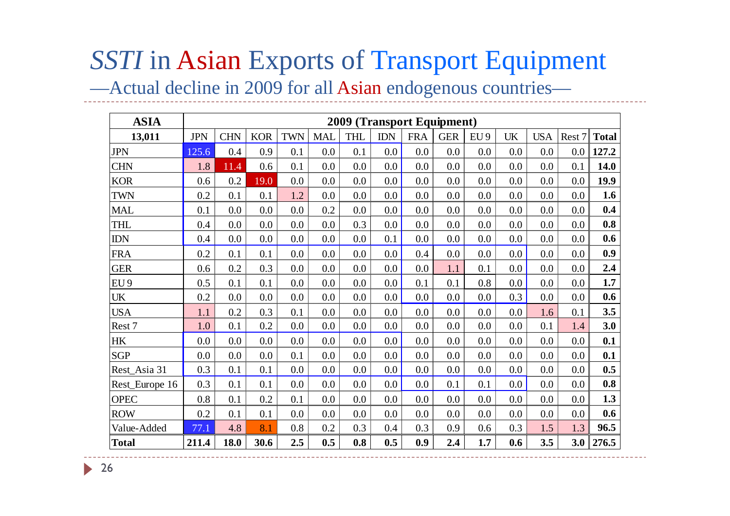# *SSTI* in Asian Exports of Transport Equipment

## —Actual decline in 2009 for all Asian endogenous countries—

| ASIA | 2009 (Transport Equipment) | | | | | | | | | | | | | |
|---|---|---|---|---|---|---|---|---|---|---|---|---|---|---|
| 13,011 | JPN | CHN | KOR | TWN | MAL | THL | IDN | FRA | GER | EU 9 | UK | USA | Rest 7 | **Total** |
| JPN | 125.6 | 0.4 | 0.9 | 0.1 | 0.0 | 0.1 | 0.0 | 0.0 | 0.0 | 0.0 | 0.0 | 0.0 | 0.0 | **127.2** |
| CHN | 1.8 | 11.4 | 0.6 | 0.1 | 0.0 | 0.0 | 0.0 | 0.0 | 0.0 | 0.0 | 0.0 | 0.0 | 0.1 | **14.0** |
| KOR | 0.6 | 0.2 | 19.0 | 0.0 | 0.0 | 0.0 | 0.0 | 0.0 | 0.0 | 0.0 | 0.0 | 0.0 | 0.0 | **19.9** |
| TWN | 0.2 | 0.1 | 0.1 | 1.2 | 0.0 | 0.0 | 0.0 | 0.0 | 0.0 | 0.0 | 0.0 | 0.0 | 0.0 | **1.6** |
| MAL | 0.1 | 0.0 | 0.0 | 0.0 | 0.2 | 0.0 | 0.0 | 0.0 | 0.0 | 0.0 | 0.0 | 0.0 | 0.0 | **0.4** |
| THL | 0.4 | 0.0 | 0.0 | 0.0 | 0.0 | 0.3 | 0.0 | 0.0 | 0.0 | 0.0 | 0.0 | 0.0 | 0.0 | **0.8** |
| IDN | 0.4 | 0.0 | 0.0 | 0.0 | 0.0 | 0.0 | 0.1 | 0.0 | 0.0 | 0.0 | 0.0 | 0.0 | 0.0 | **0.6** |
| FRA | 0.2 | 0.1 | 0.1 | 0.0 | 0.0 | 0.0 | 0.0 | 0.4 | 0.0 | 0.0 | 0.0 | 0.0 | 0.0 | **0.9** |
| GER | 0.6 | 0.2 | 0.3 | 0.0 | 0.0 | 0.0 | 0.0 | 0.0 | 1.1 | 0.1 | 0.0 | 0.0 | 0.0 | **2.4** |
| EU 9 | 0.5 | 0.1 | 0.1 | 0.0 | 0.0 | 0.0 | 0.0 | 0.1 | 0.1 | 0.8 | 0.0 | 0.0 | 0.0 | **1.7** |
| UK | 0.2 | 0.0 | 0.0 | 0.0 | 0.0 | 0.0 | 0.0 | 0.0 | 0.0 | 0.0 | 0.3 | 0.0 | 0.0 | **0.6** |
| USA | 1.1 | 0.2 | 0.3 | 0.1 | 0.0 | 0.0 | 0.0 | 0.0 | 0.0 | 0.0 | 0.0 | 1.6 | 0.1 | **3.5** |
| Rest 7 | 1.0 | 0.1 | 0.2 | 0.0 | 0.0 | 0.0 | 0.0 | 0.0 | 0.0 | 0.0 | 0.0 | 0.1 | 1.4 | **3.0** |
| HK | 0.0 | 0.0 | 0.0 | 0.0 | 0.0 | 0.0 | 0.0 | 0.0 | 0.0 | 0.0 | 0.0 | 0.0 | 0.0 | **0.1** |
| SGP | 0.0 | 0.0 | 0.0 | 0.1 | 0.0 | 0.0 | 0.0 | 0.0 | 0.0 | 0.0 | 0.0 | 0.0 | 0.0 | **0.1** |
| Rest_Asia 31 | 0.3 | 0.1 | 0.1 | 0.0 | 0.0 | 0.0 | 0.0 | 0.0 | 0.0 | 0.0 | 0.0 | 0.0 | 0.0 | **0.5** |
| Rest_Europe 16 | 0.3 | 0.1 | 0.1 | 0.0 | 0.0 | 0.0 | 0.0 | 0.0 | 0.1 | 0.1 | 0.0 | 0.0 | 0.0 | **0.8** |
| OPEC | 0.8 | 0.1 | 0.2 | 0.1 | 0.0 | 0.0 | 0.0 | 0.0 | 0.0 | 0.0 | 0.0 | 0.0 | 0.0 | **1.3** |
| ROW | 0.2 | 0.1 | 0.1 | 0.0 | 0.0 | 0.0 | 0.0 | 0.0 | 0.0 | 0.0 | 0.0 | 0.0 | 0.0 | **0.6** |
| Value-Added | 77.1 | 4.8 | 8.1 | 0.8 | 0.2 | 0.3 | 0.4 | 0.3 | 0.9 | 0.6 | 0.3 | 1.5 | 1.3 | **96.5** |
| **Total** | **211.4** | **18.0** | **30.6** | **2.5** | **0.5** | **0.8** | **0.5** | **0.9** | **2.4** | **1.7** | **0.6** | **3.5** | **3.0** | **276.5** |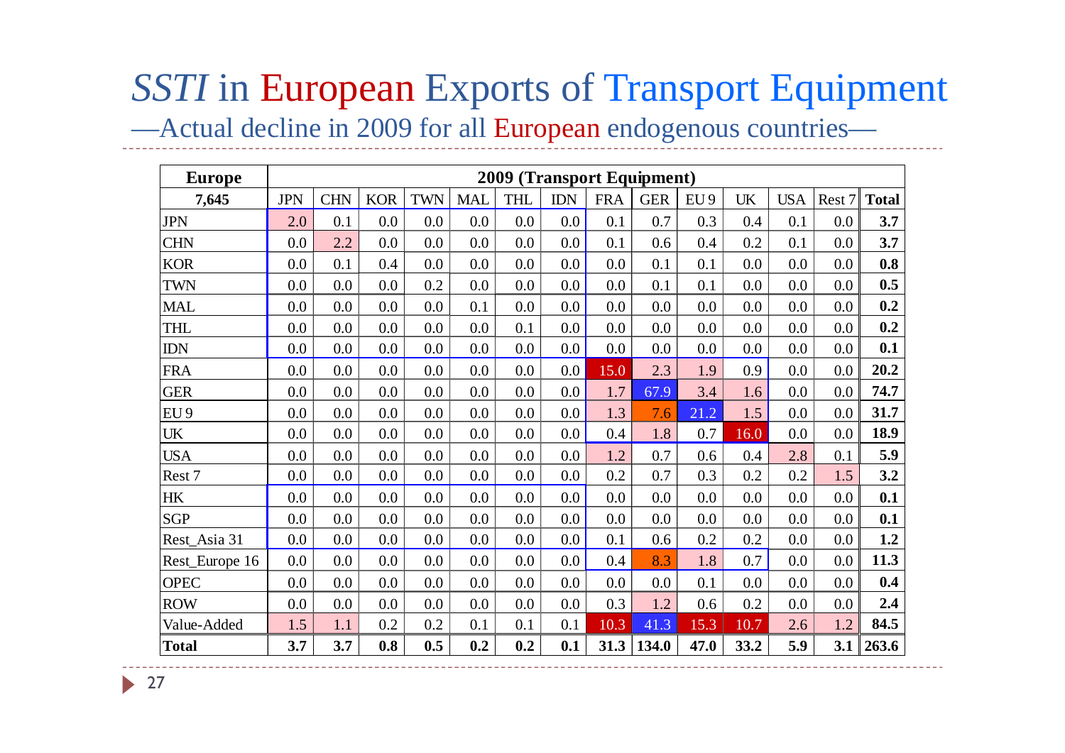# *SSTI* in European Exports of Transport Equipment

—Actual decline in 2009 for all European endogenous countries—

| Europe | 2009 (Transport Equipment) | | | | | | | | | | | | | |
|---|---|---|---|---|---|---|---|---|---|---|---|---|---|---|
| 7,645 | JPN | CHN | KOR | TWN | MAL | THL | IDN | FRA | GER | EU 9 | UK | USA | Rest 7 | **Total** |
| JPN | 2.0 | 0.1 | 0.0 | 0.0 | 0.0 | 0.0 | 0.0 | 0.1 | 0.7 | 0.3 | 0.4 | 0.1 | 0.0 | **3.7** |
| CHN | 0.0 | 2.2 | 0.0 | 0.0 | 0.0 | 0.0 | 0.0 | 0.1 | 0.6 | 0.4 | 0.2 | 0.1 | 0.0 | **3.7** |
| KOR | 0.0 | 0.1 | 0.4 | 0.0 | 0.0 | 0.0 | 0.0 | 0.0 | 0.1 | 0.1 | 0.0 | 0.0 | 0.0 | **0.8** |
| TWN | 0.0 | 0.0 | 0.0 | 0.2 | 0.0 | 0.0 | 0.0 | 0.0 | 0.1 | 0.1 | 0.0 | 0.0 | 0.0 | **0.5** |
| MAL | 0.0 | 0.0 | 0.0 | 0.0 | 0.1 | 0.0 | 0.0 | 0.0 | 0.0 | 0.0 | 0.0 | 0.0 | 0.0 | **0.2** |
| THL | 0.0 | 0.0 | 0.0 | 0.0 | 0.0 | 0.1 | 0.0 | 0.0 | 0.0 | 0.0 | 0.0 | 0.0 | 0.0 | **0.2** |
| IDN | 0.0 | 0.0 | 0.0 | 0.0 | 0.0 | 0.0 | 0.0 | 0.0 | 0.0 | 0.0 | 0.0 | 0.0 | 0.0 | **0.1** |
| FRA | 0.0 | 0.0 | 0.0 | 0.0 | 0.0 | 0.0 | 0.0 | 15.0 | 2.3 | 1.9 | 0.9 | 0.0 | 0.0 | **20.2** |
| GER | 0.0 | 0.0 | 0.0 | 0.0 | 0.0 | 0.0 | 0.0 | 1.7 | 67.9 | 3.4 | 1.6 | 0.0 | 0.0 | **74.7** |
| EU 9 | 0.0 | 0.0 | 0.0 | 0.0 | 0.0 | 0.0 | 0.0 | 1.3 | 7.6 | 21.2 | 1.5 | 0.0 | 0.0 | **31.7** |
| UK | 0.0 | 0.0 | 0.0 | 0.0 | 0.0 | 0.0 | 0.0 | 0.4 | 1.8 | 0.7 | 16.0 | 0.0 | 0.0 | **18.9** |
| USA | 0.0 | 0.0 | 0.0 | 0.0 | 0.0 | 0.0 | 0.0 | 1.2 | 0.7 | 0.6 | 0.4 | 2.8 | 0.1 | **5.9** |
| Rest 7 | 0.0 | 0.0 | 0.0 | 0.0 | 0.0 | 0.0 | 0.0 | 0.2 | 0.7 | 0.3 | 0.2 | 0.2 | 1.5 | **3.2** |
| HK | 0.0 | 0.0 | 0.0 | 0.0 | 0.0 | 0.0 | 0.0 | 0.0 | 0.0 | 0.0 | 0.0 | 0.0 | 0.0 | **0.1** |
| SGP | 0.0 | 0.0 | 0.0 | 0.0 | 0.0 | 0.0 | 0.0 | 0.0 | 0.0 | 0.0 | 0.0 | 0.0 | 0.0 | **0.1** |
| Rest_Asia 31 | 0.0 | 0.0 | 0.0 | 0.0 | 0.0 | 0.0 | 0.0 | 0.1 | 0.6 | 0.2 | 0.2 | 0.0 | 0.0 | **1.2** |
| Rest_Europe 16 | 0.0 | 0.0 | 0.0 | 0.0 | 0.0 | 0.0 | 0.0 | 0.4 | 8.3 | 1.8 | 0.7 | 0.0 | 0.0 | **11.3** |
| OPEC | 0.0 | 0.0 | 0.0 | 0.0 | 0.0 | 0.0 | 0.0 | 0.0 | 0.0 | 0.1 | 0.0 | 0.0 | 0.0 | **0.4** |
| ROW | 0.0 | 0.0 | 0.0 | 0.0 | 0.0 | 0.0 | 0.0 | 0.3 | 1.2 | 0.6 | 0.2 | 0.0 | 0.0 | **2.4** |
| Value-Added | 1.5 | 1.1 | 0.2 | 0.2 | 0.1 | 0.1 | 0.1 | 10.3 | 41.3 | 15.3 | 10.7 | 2.6 | 1.2 | **84.5** |
| **Total** | **3.7** | **3.7** | **0.8** | **0.5** | **0.2** | **0.2** | **0.1** | **31.3** | **134.0** | **47.0** | **33.2** | **5.9** | **3.1** | **263.6** |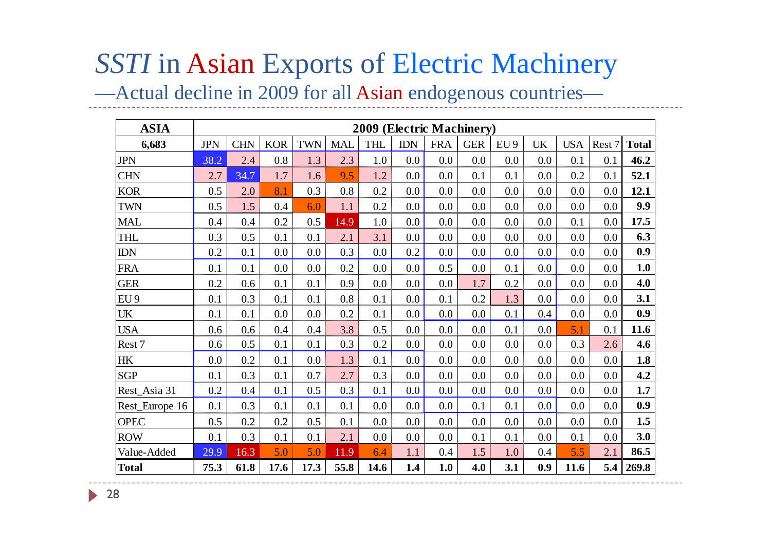# *SSTI* in Asian Exports of Electric Machinery

—Actual decline in 2009 for all Asian endogenous countries—

| ASIA | 2009 (Electric Machinery) | | | | | | | | | | | | | |
|---|---|---|---|---|---|---|---|---|---|---|---|---|---|---|
| 6,683 | JPN | CHN | KOR | TWN | MAL | THL | IDN | FRA | GER | EU 9 | UK | USA | Rest 7 | **Total** |
| JPN | 38.2 | 2.4 | 0.8 | 1.3 | 2.3 | 1.0 | 0.0 | 0.0 | 0.0 | 0.0 | 0.0 | 0.1 | 0.1 | **46.2** |
| CHN | 2.7 | 34.7 | 1.7 | 1.6 | 9.5 | 1.2 | 0.0 | 0.0 | 0.1 | 0.1 | 0.0 | 0.2 | 0.1 | **52.1** |
| KOR | 0.5 | 2.0 | 8.1 | 0.3 | 0.8 | 0.2 | 0.0 | 0.0 | 0.0 | 0.0 | 0.0 | 0.0 | 0.0 | **12.1** |
| TWN | 0.5 | 1.5 | 0.4 | 6.0 | 1.1 | 0.2 | 0.0 | 0.0 | 0.0 | 0.0 | 0.0 | 0.0 | 0.0 | **9.9** |
| MAL | 0.4 | 0.4 | 0.2 | 0.5 | 14.9 | 1.0 | 0.0 | 0.0 | 0.0 | 0.0 | 0.0 | 0.1 | 0.0 | **17.5** |
| THL | 0.3 | 0.5 | 0.1 | 0.1 | 2.1 | 3.1 | 0.0 | 0.0 | 0.0 | 0.0 | 0.0 | 0.0 | 0.0 | **6.3** |
| IDN | 0.2 | 0.1 | 0.0 | 0.0 | 0.3 | 0.0 | 0.2 | 0.0 | 0.0 | 0.0 | 0.0 | 0.0 | 0.0 | **0.9** |
| FRA | 0.1 | 0.1 | 0.0 | 0.0 | 0.2 | 0.0 | 0.0 | 0.5 | 0.0 | 0.1 | 0.0 | 0.0 | 0.0 | **1.0** |
| GER | 0.2 | 0.6 | 0.1 | 0.1 | 0.9 | 0.0 | 0.0 | 0.0 | 1.7 | 0.2 | 0.0 | 0.0 | 0.0 | **4.0** |
| EU 9 | 0.1 | 0.3 | 0.1 | 0.1 | 0.8 | 0.1 | 0.0 | 0.1 | 0.2 | 1.3 | 0.0 | 0.0 | 0.0 | **3.1** |
| UK | 0.1 | 0.1 | 0.0 | 0.0 | 0.2 | 0.1 | 0.0 | 0.0 | 0.0 | 0.1 | 0.4 | 0.0 | 0.0 | **0.9** |
| USA | 0.6 | 0.6 | 0.4 | 0.4 | 3.8 | 0.5 | 0.0 | 0.0 | 0.0 | 0.1 | 0.0 | 5.1 | 0.1 | **11.6** |
| Rest 7 | 0.6 | 0.5 | 0.1 | 0.1 | 0.3 | 0.2 | 0.0 | 0.0 | 0.0 | 0.0 | 0.0 | 0.3 | 2.6 | **4.6** |
| HK | 0.0 | 0.2 | 0.1 | 0.0 | 1.3 | 0.1 | 0.0 | 0.0 | 0.0 | 0.0 | 0.0 | 0.0 | 0.0 | **1.8** |
| SGP | 0.1 | 0.3 | 0.1 | 0.7 | 2.7 | 0.3 | 0.0 | 0.0 | 0.0 | 0.0 | 0.0 | 0.0 | 0.0 | **4.2** |
| Rest_Asia 31 | 0.2 | 0.4 | 0.1 | 0.5 | 0.3 | 0.1 | 0.0 | 0.0 | 0.0 | 0.0 | 0.0 | 0.0 | 0.0 | **1.7** |
| Rest_Europe 16 | 0.1 | 0.3 | 0.1 | 0.1 | 0.1 | 0.0 | 0.0 | 0.0 | 0.1 | 0.1 | 0.0 | 0.0 | 0.0 | **0.9** |
| OPEC | 0.5 | 0.2 | 0.2 | 0.5 | 0.1 | 0.0 | 0.0 | 0.0 | 0.0 | 0.0 | 0.0 | 0.0 | 0.0 | **1.5** |
| ROW | 0.1 | 0.3 | 0.1 | 0.1 | 2.1 | 0.0 | 0.0 | 0.0 | 0.1 | 0.1 | 0.0 | 0.1 | 0.0 | **3.0** |
| Value-Added | 29.9 | 16.3 | 5.0 | 5.0 | 11.9 | 6.4 | 1.1 | 0.4 | 1.5 | 1.0 | 0.4 | 5.5 | 2.1 | **86.5** |
| **Total** | **75.3** | **61.8** | **17.6** | **17.3** | **55.8** | **14.6** | **1.4** | **1.0** | **4.0** | **3.1** | **0.9** | **11.6** | **5.4** | **269.8** |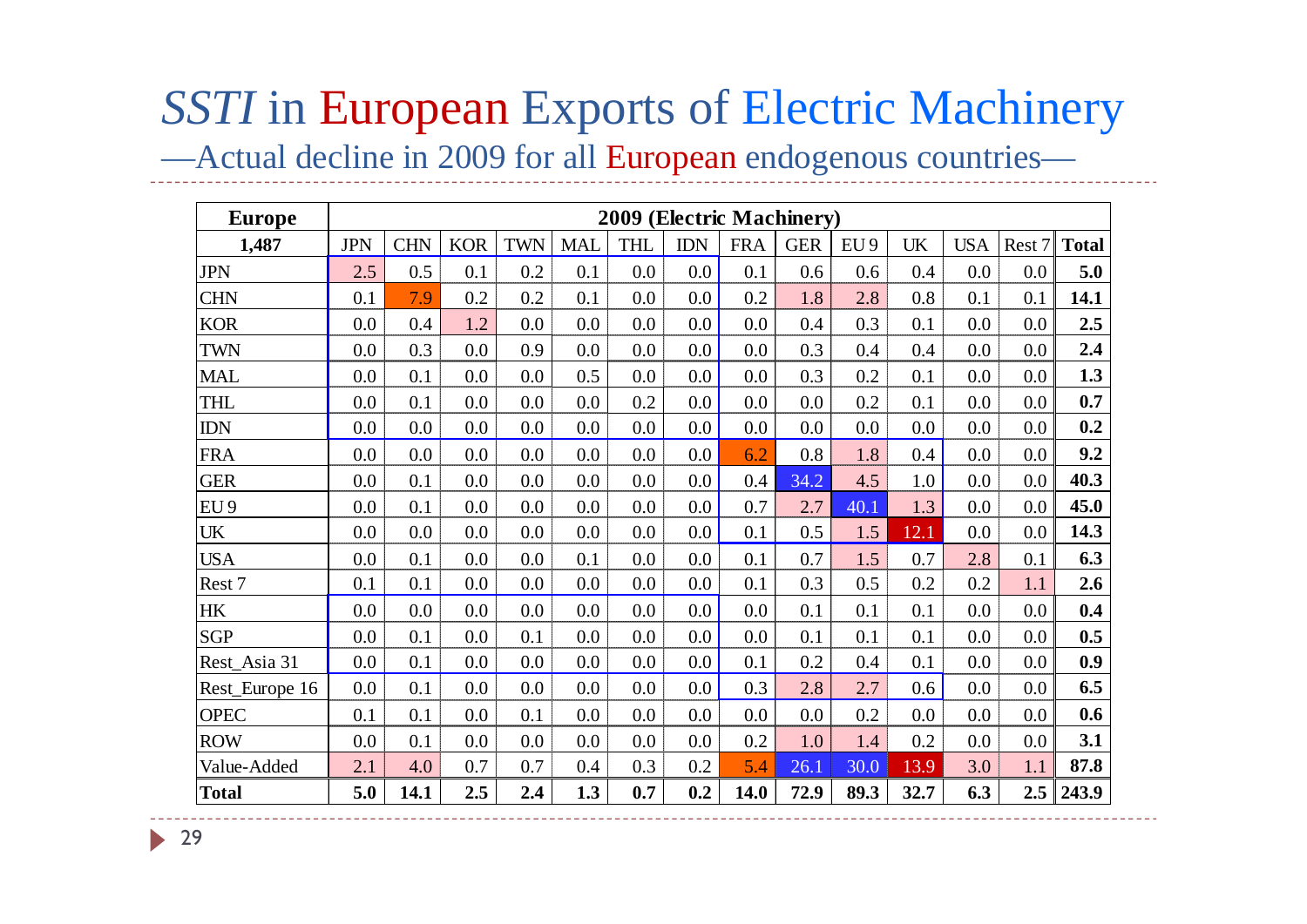# *SSTI* in European Exports of Electric Machinery

—Actual decline in 2009 for all European endogenous countries—

| Europe | 2009 (Electric Machinery) | | | | | | | | | | | | | |
|---|---|---|---|---|---|---|---|---|---|---|---|---|---|---|
| 1,487 | JPN | CHN | KOR | TWN | MAL | THL | IDN | FRA | GER | EU 9 | UK | USA | Rest 7 | Total |
| JPN | 2.5 | 0.5 | 0.1 | 0.2 | 0.1 | 0.0 | 0.0 | 0.1 | 0.6 | 0.6 | 0.4 | 0.0 | 0.0 | **5.0** |
| CHN | 0.1 | 7.9 | 0.2 | 0.2 | 0.1 | 0.0 | 0.0 | 0.2 | 1.8 | 2.8 | 0.8 | 0.1 | 0.1 | **14.1** |
| KOR | 0.0 | 0.4 | 1.2 | 0.0 | 0.0 | 0.0 | 0.0 | 0.0 | 0.4 | 0.3 | 0.1 | 0.0 | 0.0 | **2.5** |
| TWN | 0.0 | 0.3 | 0.0 | 0.9 | 0.0 | 0.0 | 0.0 | 0.0 | 0.3 | 0.4 | 0.4 | 0.0 | 0.0 | **2.4** |
| MAL | 0.0 | 0.1 | 0.0 | 0.0 | 0.5 | 0.0 | 0.0 | 0.0 | 0.3 | 0.2 | 0.1 | 0.0 | 0.0 | **1.3** |
| THL | 0.0 | 0.1 | 0.0 | 0.0 | 0.0 | 0.2 | 0.0 | 0.0 | 0.0 | 0.2 | 0.1 | 0.0 | 0.0 | **0.7** |
| IDN | 0.0 | 0.0 | 0.0 | 0.0 | 0.0 | 0.0 | 0.0 | 0.0 | 0.0 | 0.0 | 0.0 | 0.0 | 0.0 | **0.2** |
| FRA | 0.0 | 0.0 | 0.0 | 0.0 | 0.0 | 0.0 | 0.0 | 6.2 | 0.8 | 1.8 | 0.4 | 0.0 | 0.0 | **9.2** |
| GER | 0.0 | 0.1 | 0.0 | 0.0 | 0.0 | 0.0 | 0.0 | 0.4 | 34.2 | 4.5 | 1.0 | 0.0 | 0.0 | **40.3** |
| EU 9 | 0.0 | 0.1 | 0.0 | 0.0 | 0.0 | 0.0 | 0.0 | 0.7 | 2.7 | 40.1 | 1.3 | 0.0 | 0.0 | **45.0** |
| UK | 0.0 | 0.0 | 0.0 | 0.0 | 0.0 | 0.0 | 0.0 | 0.1 | 0.5 | 1.5 | 12.1 | 0.0 | 0.0 | **14.3** |
| USA | 0.0 | 0.1 | 0.0 | 0.0 | 0.1 | 0.0 | 0.0 | 0.1 | 0.7 | 1.5 | 0.7 | 2.8 | 0.1 | **6.3** |
| Rest 7 | 0.1 | 0.1 | 0.0 | 0.0 | 0.0 | 0.0 | 0.0 | 0.1 | 0.3 | 0.5 | 0.2 | 0.2 | 1.1 | **2.6** |
| HK | 0.0 | 0.0 | 0.0 | 0.0 | 0.0 | 0.0 | 0.0 | 0.0 | 0.1 | 0.1 | 0.1 | 0.0 | 0.0 | **0.4** |
| SGP | 0.0 | 0.1 | 0.0 | 0.1 | 0.0 | 0.0 | 0.0 | 0.0 | 0.1 | 0.1 | 0.1 | 0.0 | 0.0 | **0.5** |
| Rest_Asia 31 | 0.0 | 0.1 | 0.0 | 0.0 | 0.0 | 0.0 | 0.0 | 0.1 | 0.2 | 0.4 | 0.1 | 0.0 | 0.0 | **0.9** |
| Rest_Europe 16 | 0.0 | 0.1 | 0.0 | 0.0 | 0.0 | 0.0 | 0.0 | 0.3 | 2.8 | 2.7 | 0.6 | 0.0 | 0.0 | **6.5** |
| OPEC | 0.1 | 0.1 | 0.0 | 0.1 | 0.0 | 0.0 | 0.0 | 0.0 | 0.0 | 0.2 | 0.0 | 0.0 | 0.0 | **0.6** |
| ROW | 0.0 | 0.1 | 0.0 | 0.0 | 0.0 | 0.0 | 0.0 | 0.2 | 1.0 | 1.4 | 0.2 | 0.0 | 0.0 | **3.1** |
| Value-Added | 2.1 | 4.0 | 0.7 | 0.7 | 0.4 | 0.3 | 0.2 | 5.4 | 26.1 | 30.0 | 13.9 | 3.0 | 1.1 | **87.8** |
| **Total** | **5.0** | **14.1** | **2.5** | **2.4** | **1.3** | **0.7** | **0.2** | **14.0** | **72.9** | **89.3** | **32.7** | **6.3** | **2.5** | **243.9** |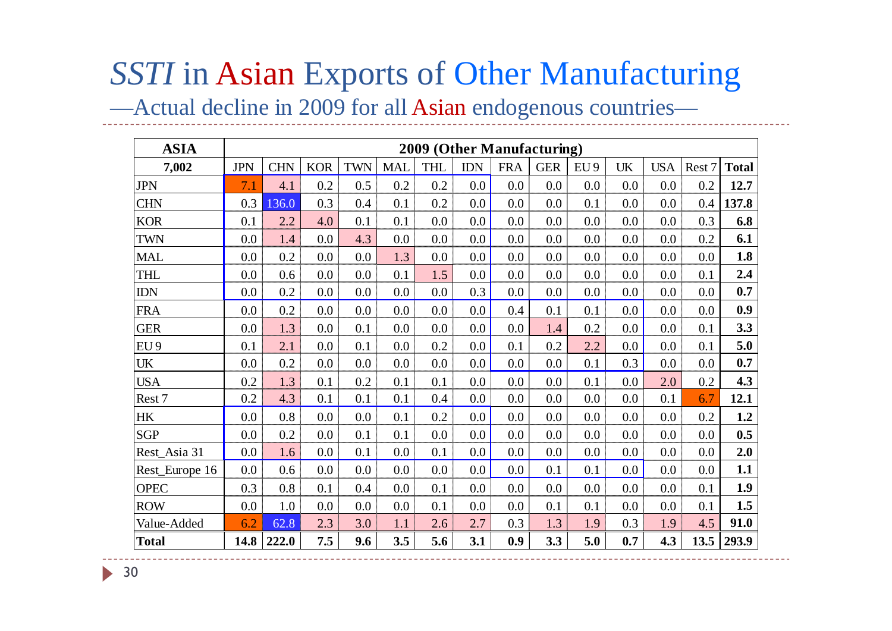# *SSTI* in Asian Exports of Other Manufacturing

## —Actual decline in 2009 for all Asian endogenous countries—

| ASIA | 2009 (Other Manufacturing) | | | | | | | | | | | | | |
|---|---|---|---|---|---|---|---|---|---|---|---|---|---|---|
| **7,002** | JPN | CHN | KOR | TWN | MAL | THL | IDN | FRA | GER | EU 9 | UK | USA | Rest 7 | **Total** |
| JPN | 7.1 | 4.1 | 0.2 | 0.5 | 0.2 | 0.2 | 0.0 | 0.0 | 0.0 | 0.0 | 0.0 | 0.0 | 0.2 | **12.7** |
| CHN | 0.3 | 136.0 | 0.3 | 0.4 | 0.1 | 0.2 | 0.0 | 0.0 | 0.0 | 0.1 | 0.0 | 0.0 | 0.4 | **137.8** |
| KOR | 0.1 | 2.2 | 4.0 | 0.1 | 0.1 | 0.0 | 0.0 | 0.0 | 0.0 | 0.0 | 0.0 | 0.0 | 0.3 | **6.8** |
| TWN | 0.0 | 1.4 | 0.0 | 4.3 | 0.0 | 0.0 | 0.0 | 0.0 | 0.0 | 0.0 | 0.0 | 0.0 | 0.2 | **6.1** |
| MAL | 0.0 | 0.2 | 0.0 | 0.0 | 1.3 | 0.0 | 0.0 | 0.0 | 0.0 | 0.0 | 0.0 | 0.0 | 0.0 | **1.8** |
| THL | 0.0 | 0.6 | 0.0 | 0.0 | 0.1 | 1.5 | 0.0 | 0.0 | 0.0 | 0.0 | 0.0 | 0.0 | 0.1 | **2.4** |
| IDN | 0.0 | 0.2 | 0.0 | 0.0 | 0.0 | 0.0 | 0.3 | 0.0 | 0.0 | 0.0 | 0.0 | 0.0 | 0.0 | **0.7** |
| FRA | 0.0 | 0.2 | 0.0 | 0.0 | 0.0 | 0.0 | 0.0 | 0.4 | 0.1 | 0.1 | 0.0 | 0.0 | 0.0 | **0.9** |
| GER | 0.0 | 1.3 | 0.0 | 0.1 | 0.0 | 0.0 | 0.0 | 0.0 | 1.4 | 0.2 | 0.0 | 0.0 | 0.1 | **3.3** |
| EU 9 | 0.1 | 2.1 | 0.0 | 0.1 | 0.0 | 0.2 | 0.0 | 0.1 | 0.2 | 2.2 | 0.0 | 0.0 | 0.1 | **5.0** |
| UK | 0.0 | 0.2 | 0.0 | 0.0 | 0.0 | 0.0 | 0.0 | 0.0 | 0.0 | 0.1 | 0.3 | 0.0 | 0.0 | **0.7** |
| USA | 0.2 | 1.3 | 0.1 | 0.2 | 0.1 | 0.1 | 0.0 | 0.0 | 0.0 | 0.1 | 0.0 | 2.0 | 0.2 | **4.3** |
| Rest 7 | 0.2 | 4.3 | 0.1 | 0.1 | 0.1 | 0.4 | 0.0 | 0.0 | 0.0 | 0.0 | 0.0 | 0.1 | 6.7 | **12.1** |
| HK | 0.0 | 0.8 | 0.0 | 0.0 | 0.1 | 0.2 | 0.0 | 0.0 | 0.0 | 0.0 | 0.0 | 0.0 | 0.2 | **1.2** |
| SGP | 0.0 | 0.2 | 0.0 | 0.1 | 0.1 | 0.0 | 0.0 | 0.0 | 0.0 | 0.0 | 0.0 | 0.0 | 0.0 | **0.5** |
| Rest_Asia 31 | 0.0 | 1.6 | 0.0 | 0.1 | 0.0 | 0.1 | 0.0 | 0.0 | 0.0 | 0.0 | 0.0 | 0.0 | 0.0 | **2.0** |
| Rest_Europe 16 | 0.0 | 0.6 | 0.0 | 0.0 | 0.0 | 0.0 | 0.0 | 0.0 | 0.1 | 0.1 | 0.0 | 0.0 | 0.0 | **1.1** |
| OPEC | 0.3 | 0.8 | 0.1 | 0.4 | 0.0 | 0.1 | 0.0 | 0.0 | 0.0 | 0.0 | 0.0 | 0.0 | 0.1 | **1.9** |
| ROW | 0.0 | 1.0 | 0.0 | 0.0 | 0.0 | 0.1 | 0.0 | 0.0 | 0.1 | 0.1 | 0.0 | 0.0 | 0.1 | **1.5** |
| Value-Added | 6.2 | 62.8 | 2.3 | 3.0 | 1.1 | 2.6 | 2.7 | 0.3 | 1.3 | 1.9 | 0.3 | 1.9 | 4.5 | **91.0** |
| **Total** | **14.8** | **222.0** | **7.5** | **9.6** | **3.5** | **5.6** | **3.1** | **0.9** | **3.3** | **5.0** | **0.7** | **4.3** | **13.5** | **293.9** |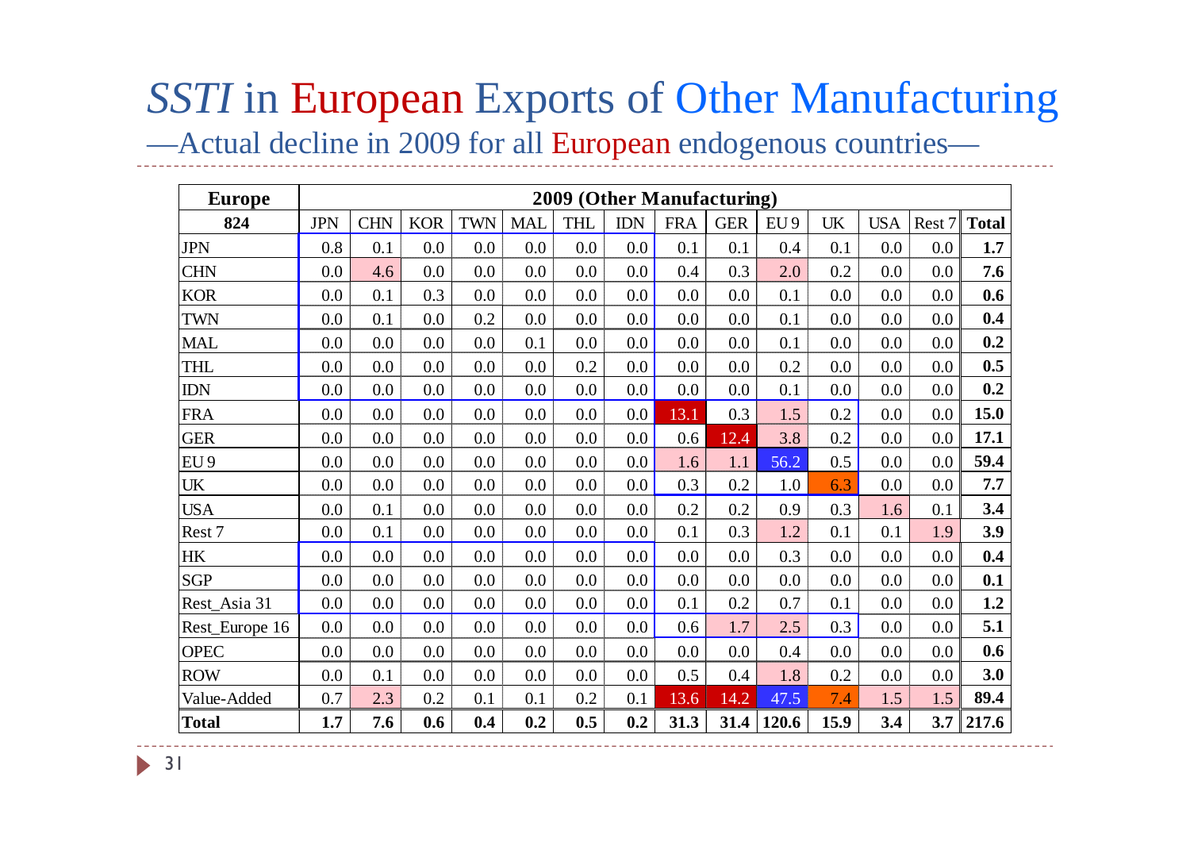# *SSTI* in European Exports of Other Manufacturing

—Actual decline in 2009 for all European endogenous countries—

| Europe | 2009 (Other Manufacturing) | | | | | | | | | | | | | |
|---|---|---|---|---|---|---|---|---|---|---|---|---|---|---|
| 824 | JPN | CHN | KOR | TWN | MAL | THL | IDN | FRA | GER | EU 9 | UK | USA | Rest 7 | Total |
| JPN | 0.8 | 0.1 | 0.0 | 0.0 | 0.0 | 0.0 | 0.0 | 0.1 | 0.1 | 0.4 | 0.1 | 0.0 | 0.0 | **1.7** |
| CHN | 0.0 | 4.6 | 0.0 | 0.0 | 0.0 | 0.0 | 0.0 | 0.4 | 0.3 | 2.0 | 0.2 | 0.0 | 0.0 | **7.6** |
| KOR | 0.0 | 0.1 | 0.3 | 0.0 | 0.0 | 0.0 | 0.0 | 0.0 | 0.0 | 0.1 | 0.0 | 0.0 | 0.0 | **0.6** |
| TWN | 0.0 | 0.1 | 0.0 | 0.2 | 0.0 | 0.0 | 0.0 | 0.0 | 0.0 | 0.1 | 0.0 | 0.0 | 0.0 | **0.4** |
| MAL | 0.0 | 0.0 | 0.0 | 0.0 | 0.1 | 0.0 | 0.0 | 0.0 | 0.0 | 0.1 | 0.0 | 0.0 | 0.0 | **0.2** |
| THL | 0.0 | 0.0 | 0.0 | 0.0 | 0.0 | 0.2 | 0.0 | 0.0 | 0.0 | 0.2 | 0.0 | 0.0 | 0.0 | **0.5** |
| IDN | 0.0 | 0.0 | 0.0 | 0.0 | 0.0 | 0.0 | 0.0 | 0.0 | 0.0 | 0.1 | 0.0 | 0.0 | 0.0 | **0.2** |
| FRA | 0.0 | 0.0 | 0.0 | 0.0 | 0.0 | 0.0 | 0.0 | 13.1 | 0.3 | 1.5 | 0.2 | 0.0 | 0.0 | **15.0** |
| GER | 0.0 | 0.0 | 0.0 | 0.0 | 0.0 | 0.0 | 0.0 | 0.6 | 12.4 | 3.8 | 0.2 | 0.0 | 0.0 | **17.1** |
| EU 9 | 0.0 | 0.0 | 0.0 | 0.0 | 0.0 | 0.0 | 0.0 | 1.6 | 1.1 | 56.2 | 0.5 | 0.0 | 0.0 | **59.4** |
| UK | 0.0 | 0.0 | 0.0 | 0.0 | 0.0 | 0.0 | 0.0 | 0.3 | 0.2 | 1.0 | 6.3 | 0.0 | 0.0 | **7.7** |
| USA | 0.0 | 0.1 | 0.0 | 0.0 | 0.0 | 0.0 | 0.0 | 0.2 | 0.2 | 0.9 | 0.3 | 1.6 | 0.1 | **3.4** |
| Rest 7 | 0.0 | 0.1 | 0.0 | 0.0 | 0.0 | 0.0 | 0.0 | 0.1 | 0.3 | 1.2 | 0.1 | 0.1 | 1.9 | **3.9** |
| HK | 0.0 | 0.0 | 0.0 | 0.0 | 0.0 | 0.0 | 0.0 | 0.0 | 0.0 | 0.3 | 0.0 | 0.0 | 0.0 | **0.4** |
| SGP | 0.0 | 0.0 | 0.0 | 0.0 | 0.0 | 0.0 | 0.0 | 0.0 | 0.0 | 0.0 | 0.0 | 0.0 | 0.0 | **0.1** |
| Rest_Asia 31 | 0.0 | 0.0 | 0.0 | 0.0 | 0.0 | 0.0 | 0.0 | 0.1 | 0.2 | 0.7 | 0.1 | 0.0 | 0.0 | **1.2** |
| Rest_Europe 16 | 0.0 | 0.0 | 0.0 | 0.0 | 0.0 | 0.0 | 0.0 | 0.6 | 1.7 | 2.5 | 0.3 | 0.0 | 0.0 | **5.1** |
| OPEC | 0.0 | 0.0 | 0.0 | 0.0 | 0.0 | 0.0 | 0.0 | 0.0 | 0.0 | 0.4 | 0.0 | 0.0 | 0.0 | **0.6** |
| ROW | 0.0 | 0.1 | 0.0 | 0.0 | 0.0 | 0.0 | 0.0 | 0.5 | 0.4 | 1.8 | 0.2 | 0.0 | 0.0 | **3.0** |
| Value-Added | 0.7 | 2.3 | 0.2 | 0.1 | 0.1 | 0.2 | 0.1 | 13.6 | 14.2 | 47.5 | 7.4 | 1.5 | 1.5 | **89.4** |
| **Total** | **1.7** | **7.6** | **0.6** | **0.4** | **0.2** | **0.5** | **0.2** | **31.3** | **31.4** | **120.6** | **15.9** | **3.4** | **3.7** | **217.6** |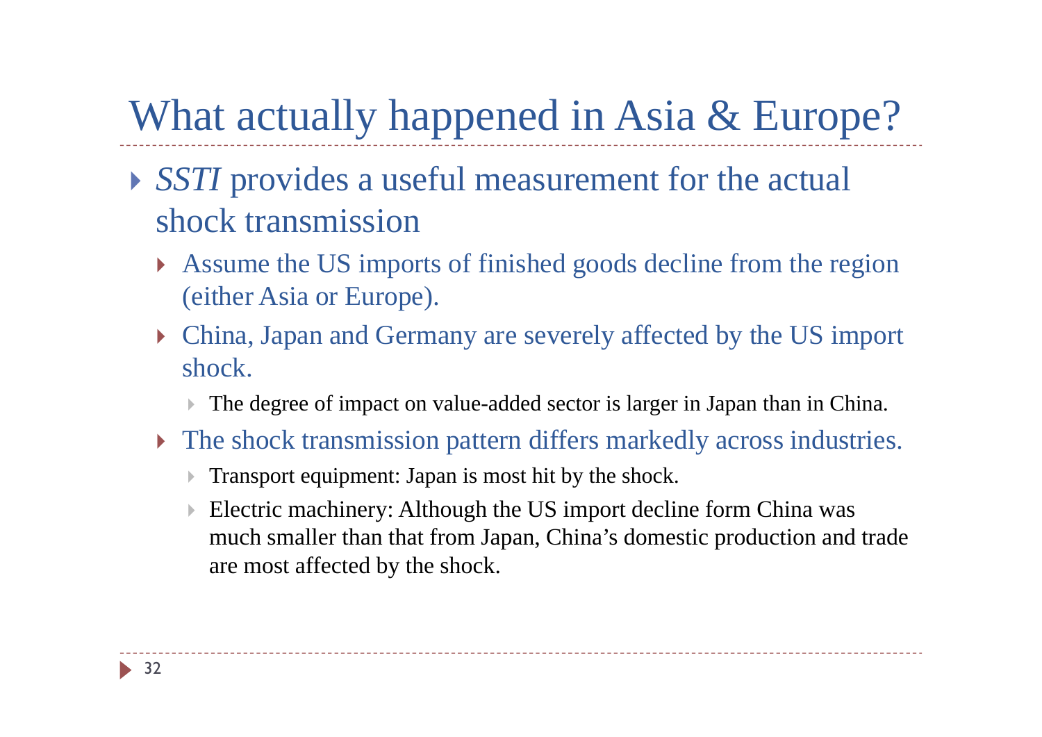# What actually happened in Asia & Europe?

- *SSTI* provides a useful measurement for the actual shock transmission
  - Assume the US imports of finished goods decline from the region (either Asia or Europe).
  - China, Japan and Germany are severely affected by the US import shock.
    - The degree of impact on value-added sector is larger in Japan than in China.
  - The shock transmission pattern differs markedly across industries.
    - Transport equipment: Japan is most hit by the shock.
    - Electric machinery: Although the US import decline form China was much smaller than that from Japan, China's domestic production and trade are most affected by the shock.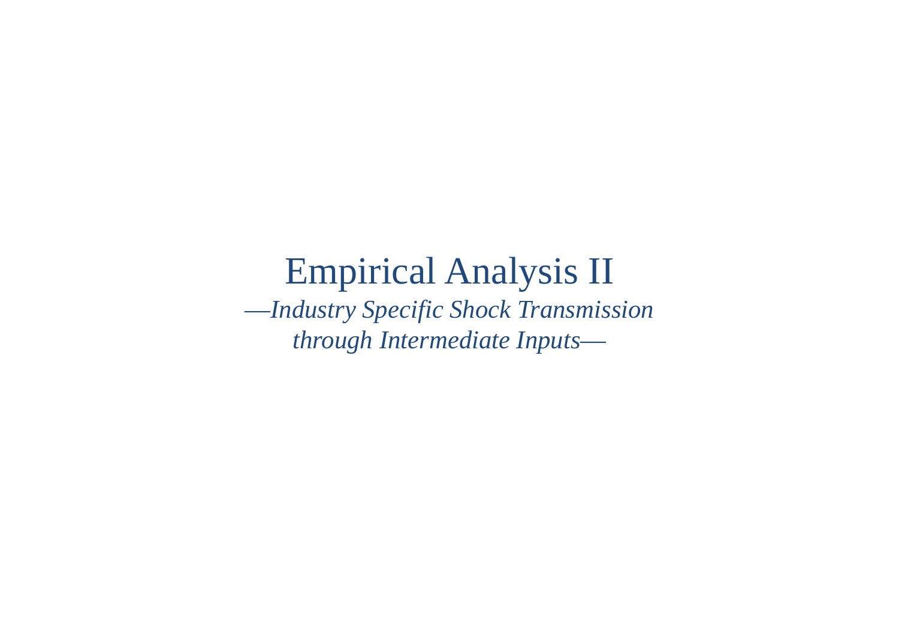# Empirical Analysis II

*—Industry Specific Shock Transmission through Intermediate Inputs—*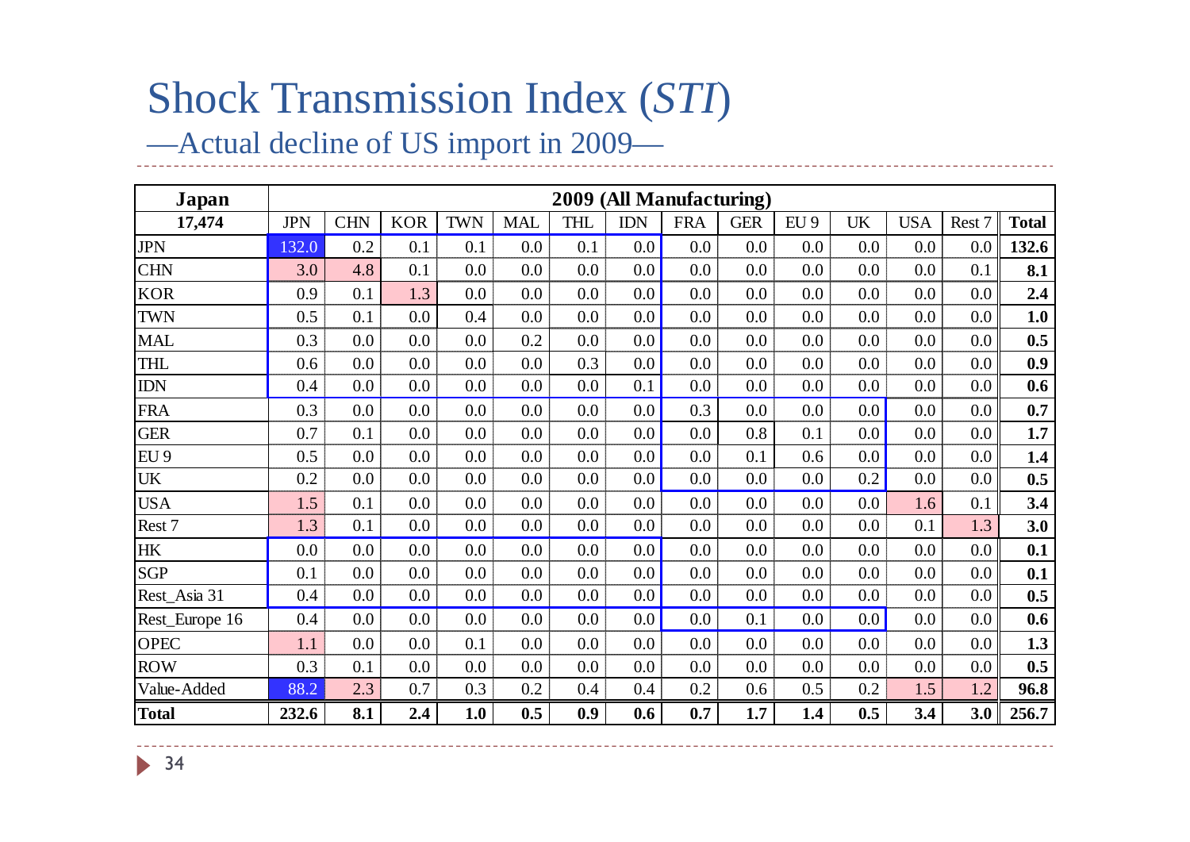# Shock Transmission Index (*STI*)

## —Actual decline of US import in 2009—

| Japan | 2009 (All Manufacturing) | | | | | | | | | | | | |
|---|---|---|---|---|---|---|---|---|---|---|---|---|---|
| 17,474 | JPN | CHN | KOR | TWN | MAL | THL | IDN | FRA | GER | EU 9 | UK | USA | Rest 7 | **Total** |
| JPN | 132.0 | 0.2 | 0.1 | 0.1 | 0.0 | 0.1 | 0.0 | 0.0 | 0.0 | 0.0 | 0.0 | 0.0 | 0.0 | **132.6** |
| CHN | 3.0 | 4.8 | 0.1 | 0.0 | 0.0 | 0.0 | 0.0 | 0.0 | 0.0 | 0.0 | 0.0 | 0.0 | 0.1 | **8.1** |
| KOR | 0.9 | 0.1 | 1.3 | 0.0 | 0.0 | 0.0 | 0.0 | 0.0 | 0.0 | 0.0 | 0.0 | 0.0 | 0.0 | **2.4** |
| TWN | 0.5 | 0.1 | 0.0 | 0.4 | 0.0 | 0.0 | 0.0 | 0.0 | 0.0 | 0.0 | 0.0 | 0.0 | 0.0 | **1.0** |
| MAL | 0.3 | 0.0 | 0.0 | 0.0 | 0.2 | 0.0 | 0.0 | 0.0 | 0.0 | 0.0 | 0.0 | 0.0 | 0.0 | **0.5** |
| THL | 0.6 | 0.0 | 0.0 | 0.0 | 0.0 | 0.3 | 0.0 | 0.0 | 0.0 | 0.0 | 0.0 | 0.0 | 0.0 | **0.9** |
| IDN | 0.4 | 0.0 | 0.0 | 0.0 | 0.0 | 0.0 | 0.1 | 0.0 | 0.0 | 0.0 | 0.0 | 0.0 | 0.0 | **0.6** |
| FRA | 0.3 | 0.0 | 0.0 | 0.0 | 0.0 | 0.0 | 0.0 | 0.3 | 0.0 | 0.0 | 0.0 | 0.0 | 0.0 | **0.7** |
| GER | 0.7 | 0.1 | 0.0 | 0.0 | 0.0 | 0.0 | 0.0 | 0.0 | 0.8 | 0.1 | 0.0 | 0.0 | 0.0 | **1.7** |
| EU 9 | 0.5 | 0.0 | 0.0 | 0.0 | 0.0 | 0.0 | 0.0 | 0.0 | 0.1 | 0.6 | 0.0 | 0.0 | 0.0 | **1.4** |
| UK | 0.2 | 0.0 | 0.0 | 0.0 | 0.0 | 0.0 | 0.0 | 0.0 | 0.0 | 0.0 | 0.2 | 0.0 | 0.0 | **0.5** |
| USA | 1.5 | 0.1 | 0.0 | 0.0 | 0.0 | 0.0 | 0.0 | 0.0 | 0.0 | 0.0 | 0.0 | 1.6 | 0.1 | **3.4** |
| Rest 7 | 1.3 | 0.1 | 0.0 | 0.0 | 0.0 | 0.0 | 0.0 | 0.0 | 0.0 | 0.0 | 0.0 | 0.1 | 1.3 | **3.0** |
| HK | 0.0 | 0.0 | 0.0 | 0.0 | 0.0 | 0.0 | 0.0 | 0.0 | 0.0 | 0.0 | 0.0 | 0.0 | 0.0 | **0.1** |
| SGP | 0.1 | 0.0 | 0.0 | 0.0 | 0.0 | 0.0 | 0.0 | 0.0 | 0.0 | 0.0 | 0.0 | 0.0 | 0.0 | **0.1** |
| Rest_Asia 31 | 0.4 | 0.0 | 0.0 | 0.0 | 0.0 | 0.0 | 0.0 | 0.0 | 0.0 | 0.0 | 0.0 | 0.0 | 0.0 | **0.5** |
| Rest_Europe 16 | 0.4 | 0.0 | 0.0 | 0.0 | 0.0 | 0.0 | 0.0 | 0.0 | 0.1 | 0.0 | 0.0 | 0.0 | 0.0 | **0.6** |
| OPEC | 1.1 | 0.0 | 0.0 | 0.1 | 0.0 | 0.0 | 0.0 | 0.0 | 0.0 | 0.0 | 0.0 | 0.0 | 0.0 | **1.3** |
| ROW | 0.3 | 0.1 | 0.0 | 0.0 | 0.0 | 0.0 | 0.0 | 0.0 | 0.0 | 0.0 | 0.0 | 0.0 | 0.0 | **0.5** |
| Value-Added | 88.2 | 2.3 | 0.7 | 0.3 | 0.2 | 0.4 | 0.4 | 0.2 | 0.6 | 0.5 | 0.2 | 1.5 | 1.2 | **96.8** |
| **Total** | **232.6** | **8.1** | **2.4** | **1.0** | **0.5** | **0.9** | **0.6** | **0.7** | **1.7** | **1.4** | **0.5** | **3.4** | **3.0** | **256.7** |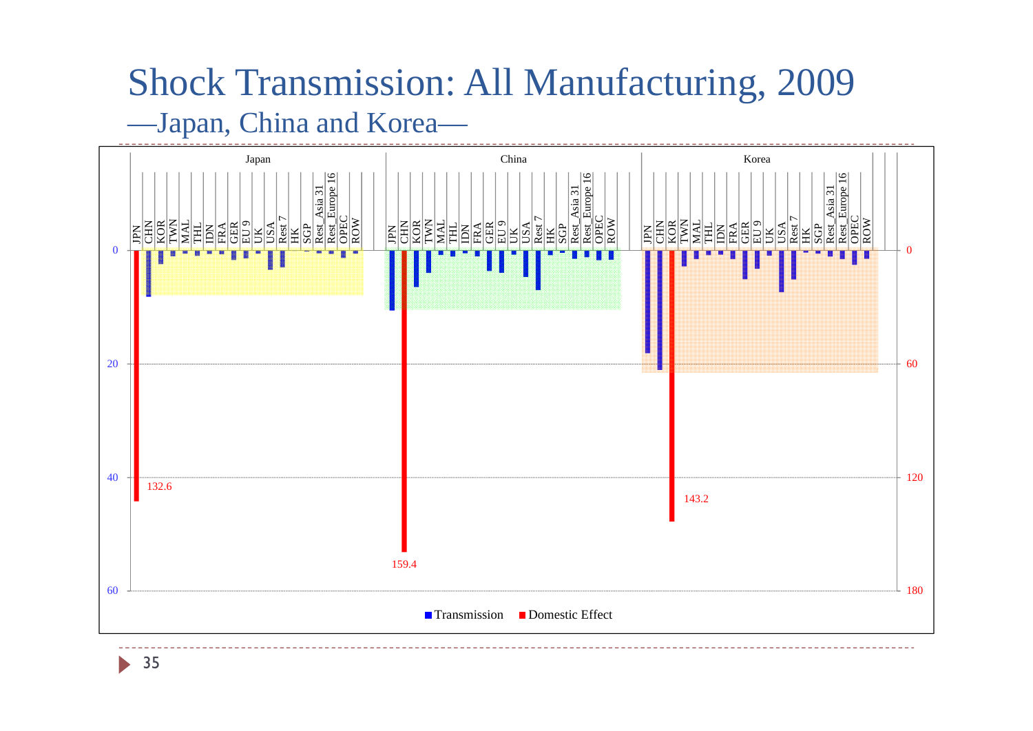# Shock Transmission: All Manufacturing, 2009

## —Japan, China and Korea—

Japan | China | Korea

JPN CHN KOR TWN MAL THL IDN FRA GER EU 9 UK USA Rest 7 HK SGP Rest_Asia 31 Rest_Europe 16 OPEC ROW

0, 20, 40, 60 | 0, 60, 120, 180

132.6

159.4

143.2

■ Transmission ■ Domestic Effect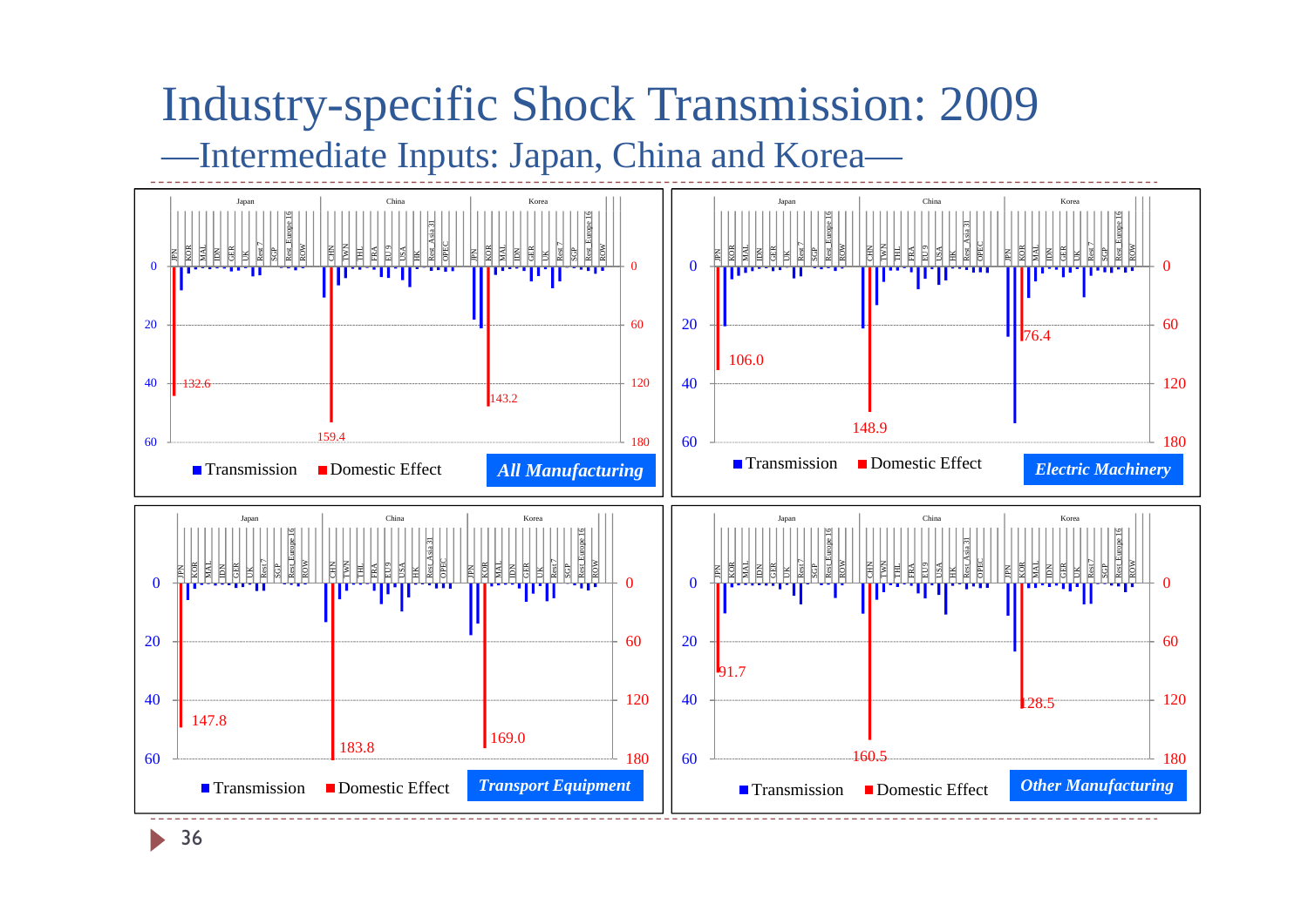# Industry-specific Shock Transmission: 2009

## —Intermediate Inputs: Japan, China and Korea—

**All Manufacturing**

Japan | China | Korea

JPN, KOR, MAL, IDN, GER, UK, Rest 7, SGP, Rest_Europe 16, ROW | CHN, TWN, THL, FRA, EU 9, USA, HK, Rest_Asia 31, OPEC | JPN, KOR, MAL, IDN, GER, UK, Rest 7, SGP, Rest_Europe 16, ROW

Left axis: 0, 20, 40, 60; Right axis: 0, 60, 120, 180

132.6 | 159.4 | 143.2

■ Transmission ■ Domestic Effect

**Electric Machinery**

Japan | China | Korea

Left axis: 0, 20, 40, 60; Right axis: 0, 60, 120, 180

106.0 | 148.9 | 76.4

■ Transmission ■ Domestic Effect

**Transport Equipment**

Japan | China | Korea

Left axis: 0, 20, 40, 60; Right axis: 0, 60, 120, 180

147.8 | 183.8 | 169.0

■ Transmission ■ Domestic Effect

**Other Manufacturing**

Japan | China | Korea

Left axis: 0, 20, 40, 60; Right axis: 0, 60, 120, 180

91.7 | 160.5 | 128.5

■ Transmission ■ Domestic Effect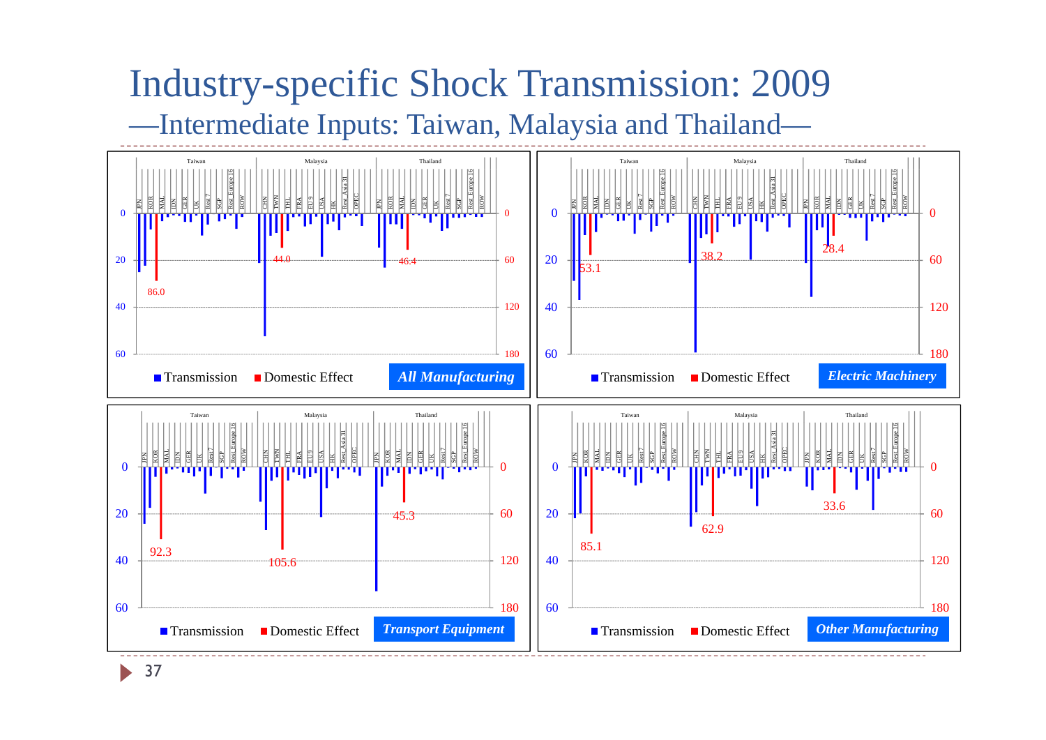# Industry-specific Shock Transmission: 2009

## —Intermediate Inputs: Taiwan, Malaysia and Thailand—

**All Manufacturing**

Taiwan | Malaysia | Thailand

JPN, KOR, MAL, IDN, GER, UK, Rest 7, SGP, Rest_Europe 16, ROW, CHN, TWN, THL, FRA, EU 9, USA, HK, Rest_Asia 31, OPEC

86.0 | 44.0 | 46.4

■ Transmission ■ Domestic Effect

**Electric Machinery**

53.1 | 38.2 | 28.4

■ Transmission ■ Domestic Effect

**Transport Equipment**

92.3 | 105.6 | 45.3

■ Transmission ■ Domestic Effect

**Other Manufacturing**

85.1 | 62.9 | 33.6

■ Transmission ■ Domestic Effect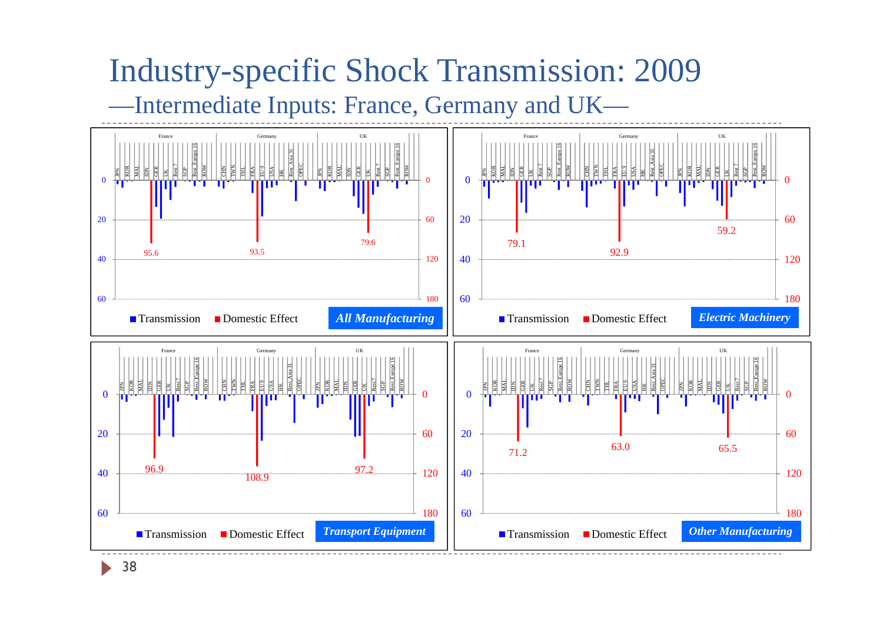# Industry-specific Shock Transmission: 2009

## —Intermediate Inputs: France, Germany and UK—

**All Manufacturing**

France, Germany, UK

JPN, KOR, MAL, IDN, GER, UK, Rest 7, SGP, Rest_Europe 16, ROW, CHN, TWN, THL, FRA, EU 9, USA, HK, Rest_Asia 31, OPEC

95.6 — 93.5 — 79.6

■ Transmission ■ Domestic Effect

**Electric Machinery**

79.1 — 92.9 — 59.2

■ Transmission ■ Domestic Effect

**Transport Equipment**

96.9 — 108.9 — 97.2

■ Transmission ■ Domestic Effect

**Other Manufacturing**

71.2 — 63.0 — 65.5

■ Transmission ■ Domestic Effect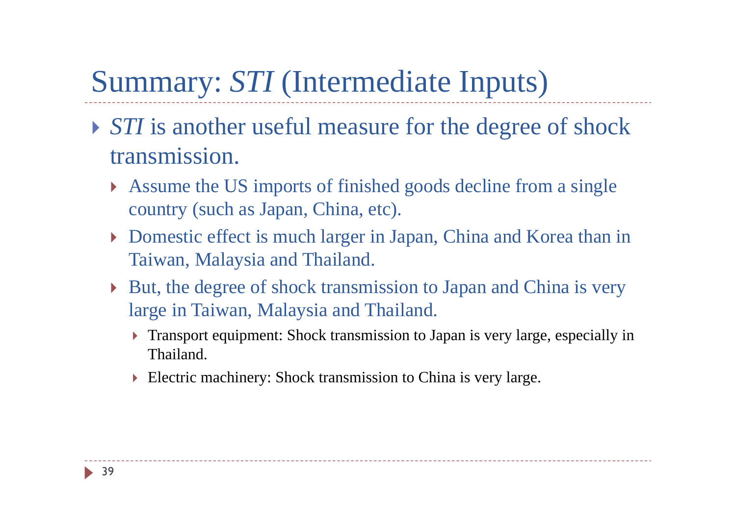# Summary: *STI* (Intermediate Inputs)

- *STI* is another useful measure for the degree of shock transmission.
  - Assume the US imports of finished goods decline from a single country (such as Japan, China, etc).
  - Domestic effect is much larger in Japan, China and Korea than in Taiwan, Malaysia and Thailand.
  - But, the degree of shock transmission to Japan and China is very large in Taiwan, Malaysia and Thailand.
    - Transport equipment: Shock transmission to Japan is very large, especially in Thailand.
    - Electric machinery: Shock transmission to China is very large.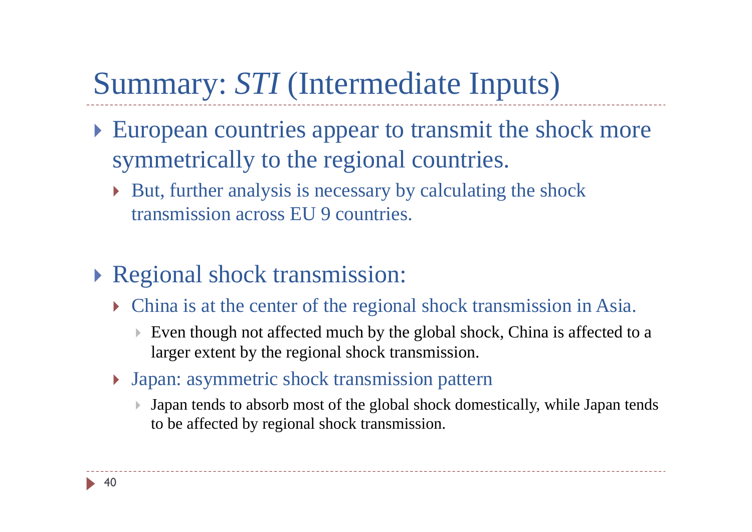# Summary: *STI* (Intermediate Inputs)

- European countries appear to transmit the shock more symmetrically to the regional countries.
  - But, further analysis is necessary by calculating the shock transmission across EU 9 countries.

- Regional shock transmission:
  - China is at the center of the regional shock transmission in Asia.
    - Even though not affected much by the global shock, China is affected to a larger extent by the regional shock transmission.
  - Japan: asymmetric shock transmission pattern
    - Japan tends to absorb most of the global shock domestically, while Japan tends to be affected by regional shock transmission.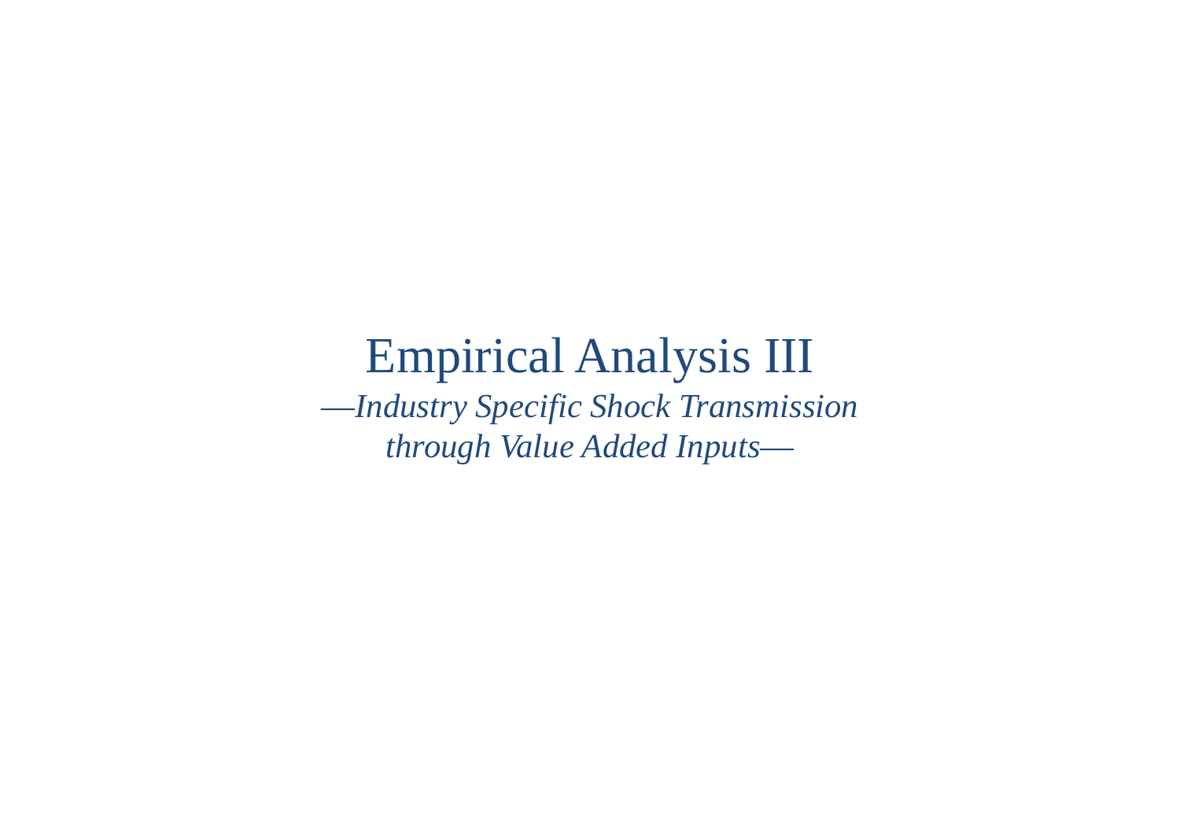# Empirical Analysis III

*—Industry Specific Shock Transmission through Value Added Inputs—*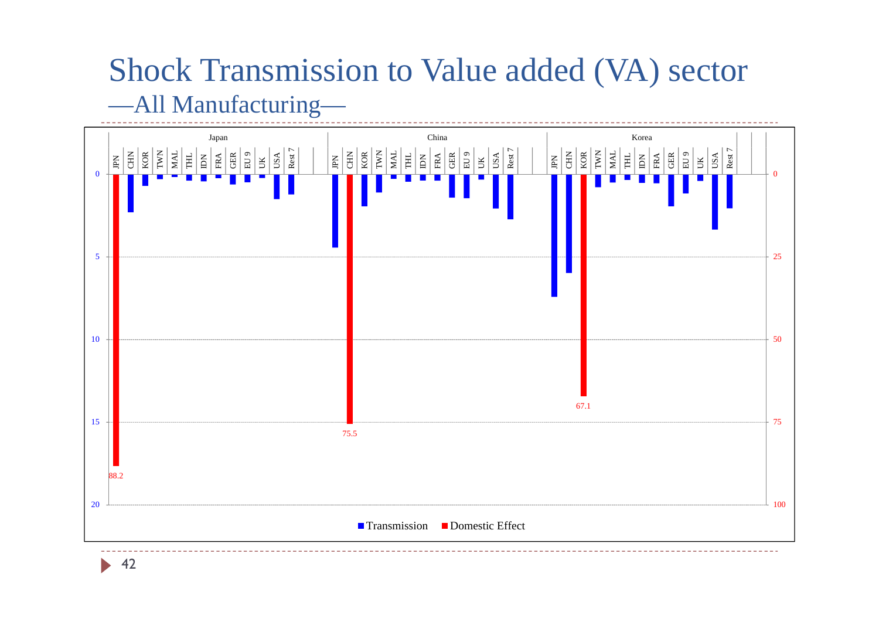# Shock Transmission to Value added (VA) sector

## —All Manufacturing—

Japan | China | Korea

JPN CHN KOR TWN MAL THL IDN FRA GER EU 9 UK USA Rest 7

0, 5, 10, 15, 20 | 0, 25, 50, 75, 100

88.2 | 75.5 | 67.1

■ Transmission ■ Domestic Effect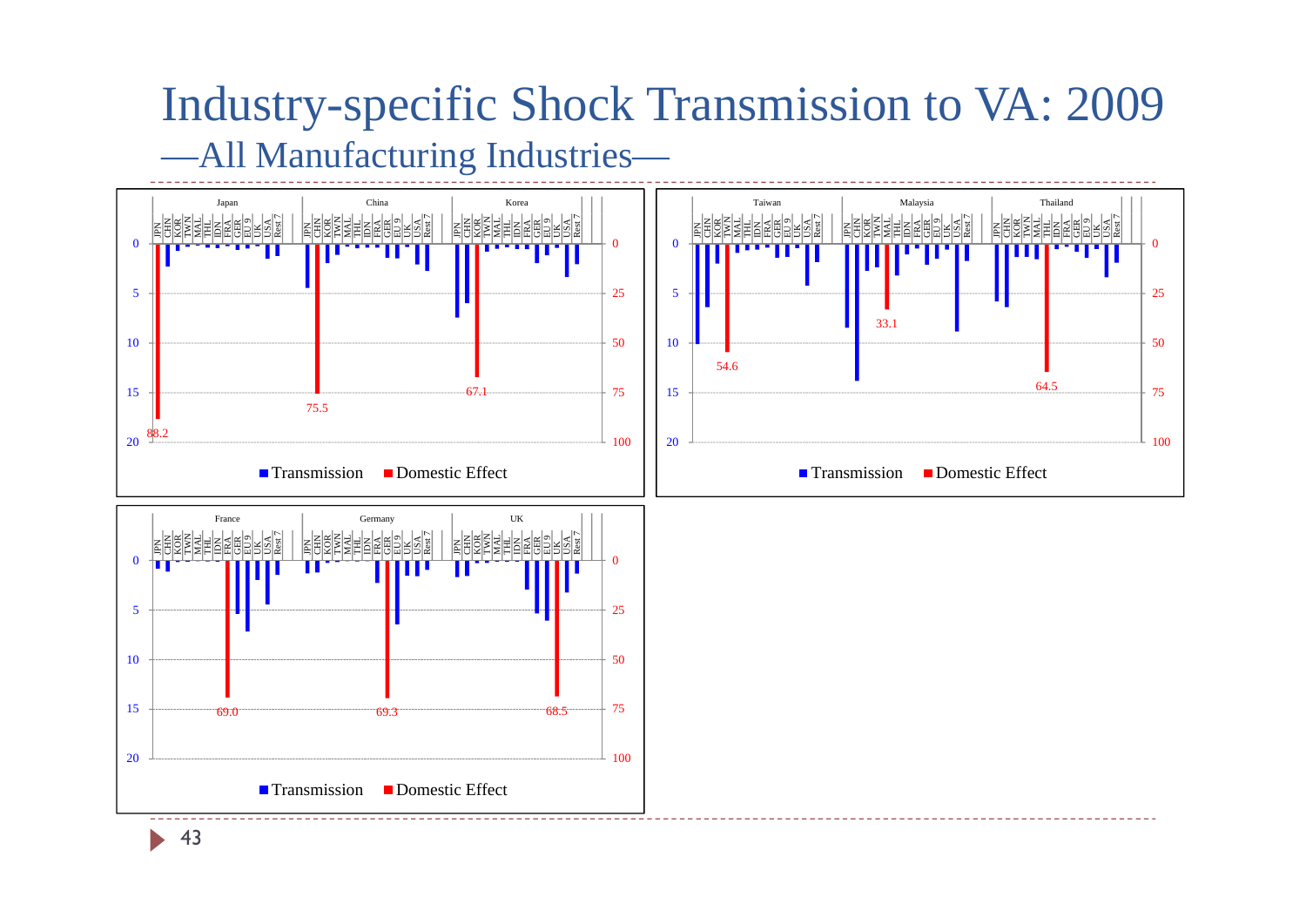# Industry-specific Shock Transmission to VA: 2009

## —All Manufacturing Industries—

Japan | China | Korea

JPN CHN KOR TWN MAL THL IDN FRA GER EU 9 UK USA Rest 7

0, 5, 10, 15, 20 | 0, 25, 50, 75, 100

88.2 | 75.5 | 67.1

■ Transmission ■ Domestic Effect

Taiwan | Malaysia | Thailand

JPN CHN KOR TWN MAL THL IDN FRA GER EU 9 UK USA Rest 7

0, 5, 10, 15, 20 | 0, 25, 50, 75, 100

54.6 | 33.1 | 64.5

■ Transmission ■ Domestic Effect

France | Germany | UK

JPN CHN KOR TWN MAL THL IDN FRA GER EU 9 UK USA Rest 7

0, 5, 10, 15, 20 | 0, 25, 50, 75, 100

69.0 | 69.3 | 68.5

■ Transmission ■ Domestic Effect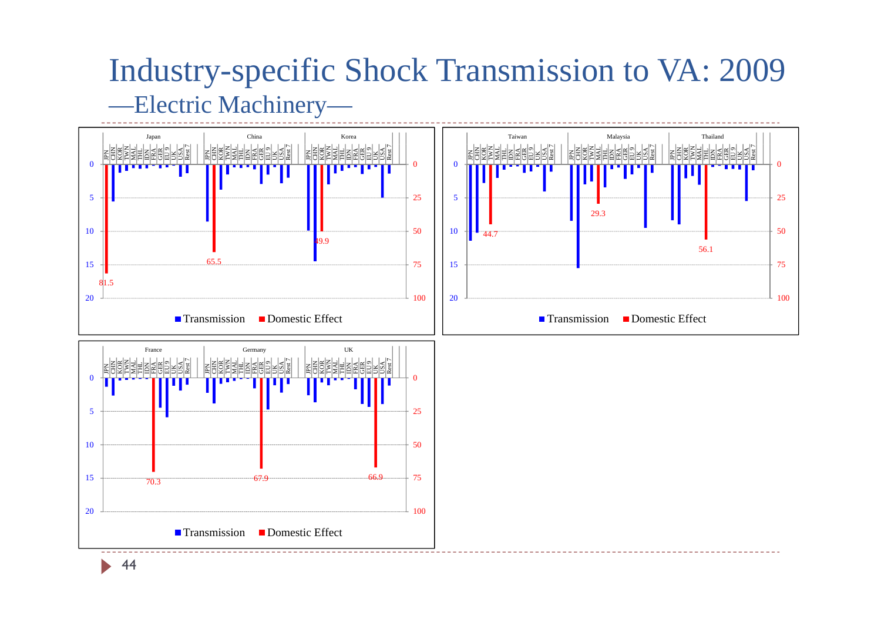# Industry-specific Shock Transmission to VA: 2009

## —Electric Machinery—

Japan | China | Korea

Taiwan | Malaysia | Thailand

France | Germany | UK

JPN CHN KOR TWN MAL THL IDN FRA GER EU 9 UK USA Rest 7

0 5 10 15 20

0 25 50 75 100

81.5 65.5 49.9 44.7 29.3 56.1 70.3 67.9 66.9

■ Transmission ■ Domestic Effect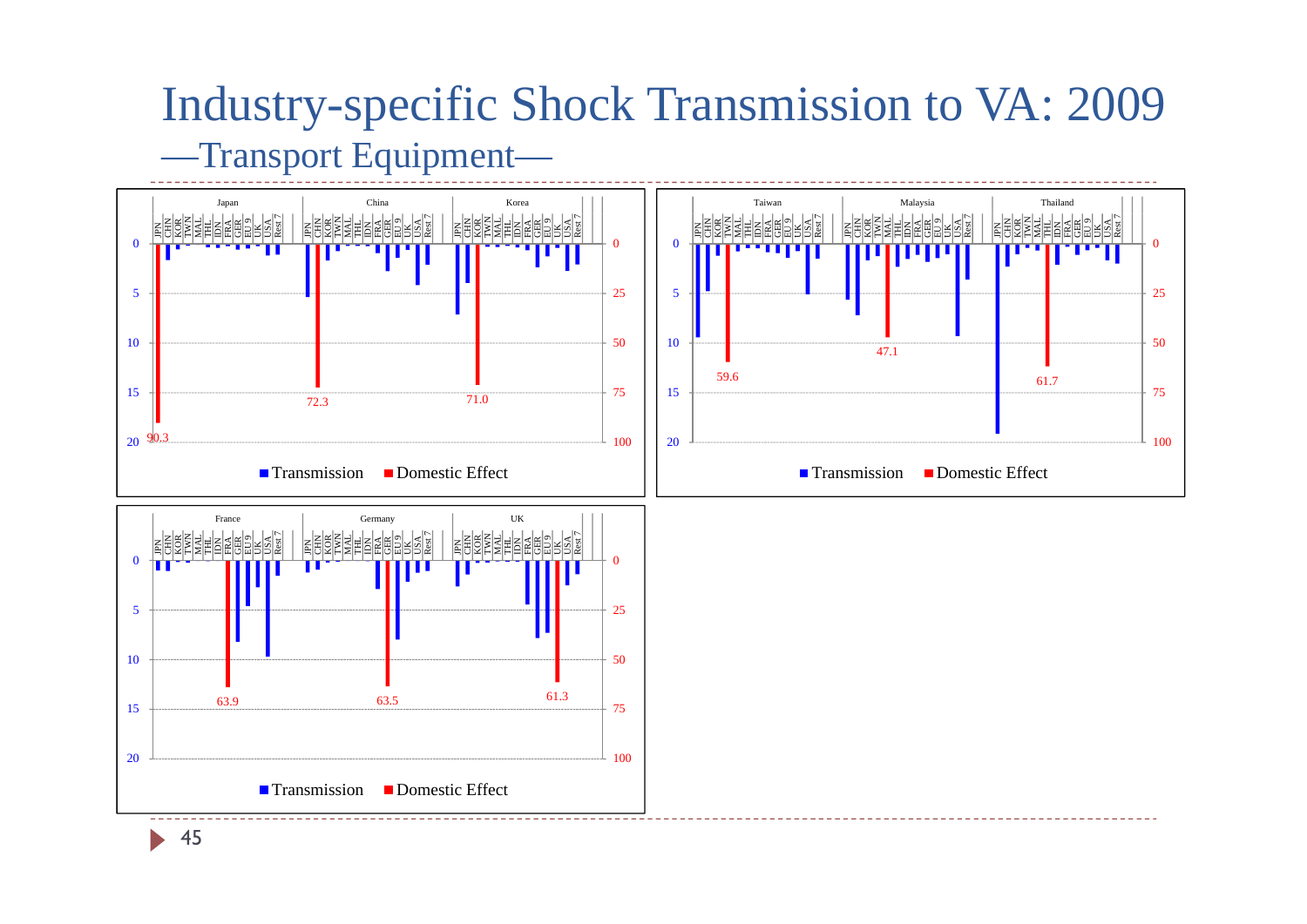# Industry-specific Shock Transmission to VA: 2009

## —Transport Equipment—

Japan | China | Korea

JPN CHN KOR TWN MAL THL IDN FRA GER EU 9 UK USA Rest 7

90.3 72.3 71.0

■ Transmission ■ Domestic Effect

Taiwan | Malaysia | Thailand

JPN CHN KOR TWN MAL THL IDN FRA GER EU 9 UK USA Rest 7

59.6 47.1 61.7

■ Transmission ■ Domestic Effect

France | Germany | UK

JPN CHN KOR TWN MAL THL IDN FRA GER EU 9 UK USA Rest 7

63.9 63.5 61.3

■ Transmission ■ Domestic Effect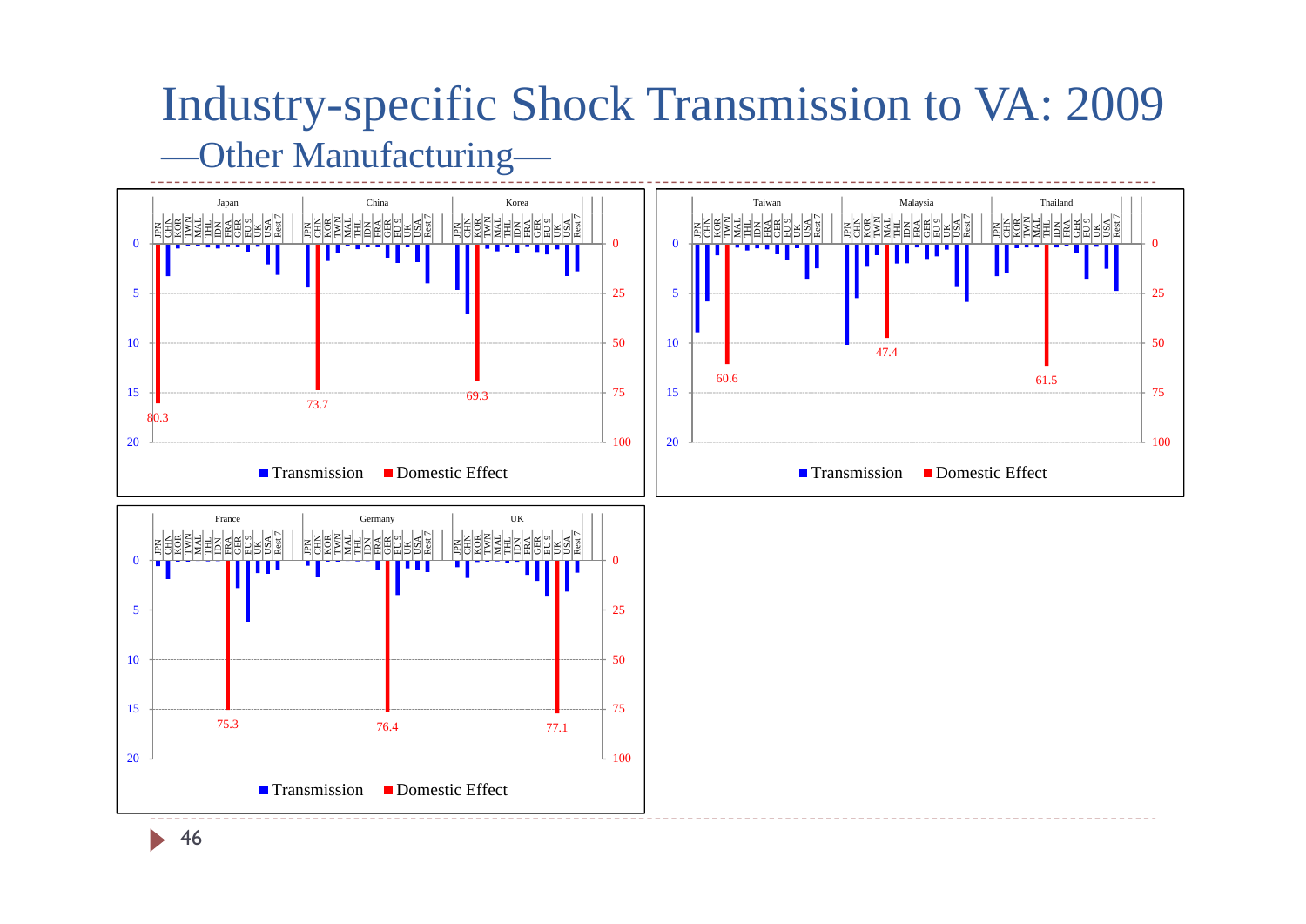# Industry-specific Shock Transmission to VA: 2009

## —Other Manufacturing—

Japan | China | Korea

JPN CHN KOR TWN MAL THL IDN FRA GER EU 9 UK USA Rest 7

0, 5, 10, 15, 20 | 0, 25, 50, 75, 100

80.3 | 73.7 | 69.3

Transmission | Domestic Effect

Taiwan | Malaysia | Thailand

JPN CHN KOR TWN MAL THL IDN FRA GER EU 9 UK USA Rest 7

0, 5, 10, 15, 20 | 0, 25, 50, 75, 100

60.6 | 47.4 | 61.5

Transmission | Domestic Effect

France | Germany | UK

JPN CHN KOR TWN MAL THL IDN FRA GER EU 9 UK USA Rest 7

0, 5, 10, 15, 20 | 0, 25, 50, 75, 100

75.3 | 76.4 | 77.1

Transmission | Domestic Effect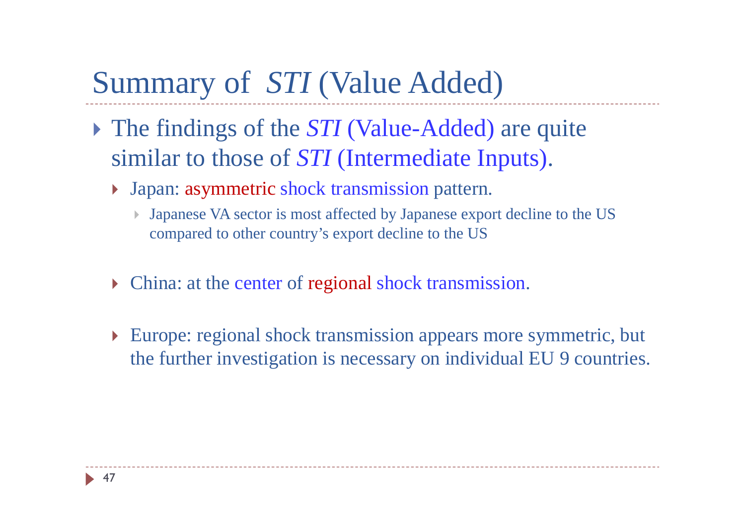# Summary of *STI* (Value Added)

- The findings of the *STI* (Value-Added) are quite similar to those of *STI* (Intermediate Inputs).
  - Japan: asymmetric shock transmission pattern.
    - Japanese VA sector is most affected by Japanese export decline to the US compared to other country's export decline to the US
  - China: at the center of regional shock transmission.
  - Europe: regional shock transmission appears more symmetric, but the further investigation is necessary on individual EU 9 countries.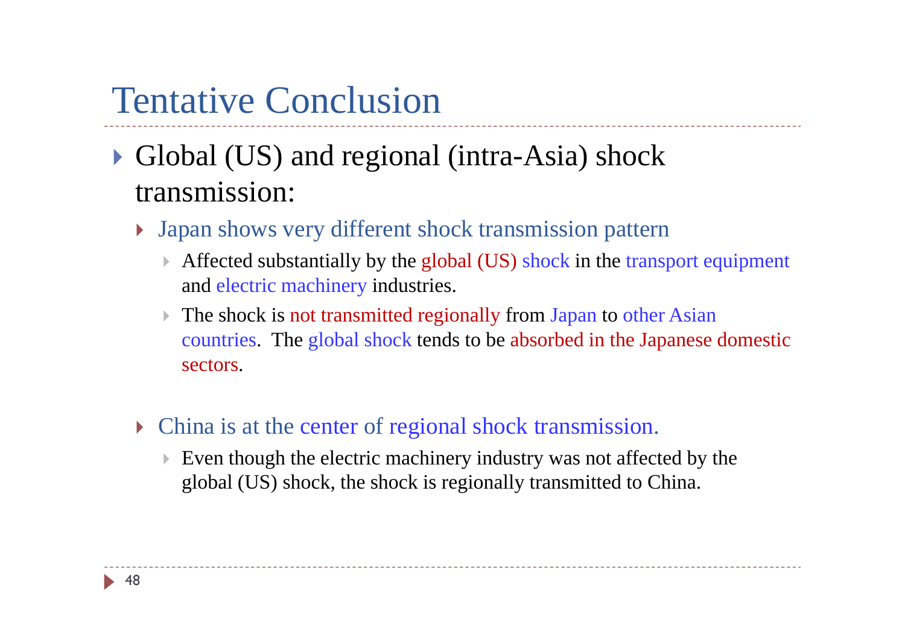# Tentative Conclusion

- Global (US) and regional (intra-Asia) shock transmission:
  - Japan shows very different shock transmission pattern
    - Affected substantially by the global (US) shock in the transport equipment and electric machinery industries.
    - The shock is not transmitted regionally from Japan to other Asian countries. The global shock tends to be absorbed in the Japanese domestic sectors.
  - China is at the center of regional shock transmission.
    - Even though the electric machinery industry was not affected by the global (US) shock, the shock is regionally transmitted to China.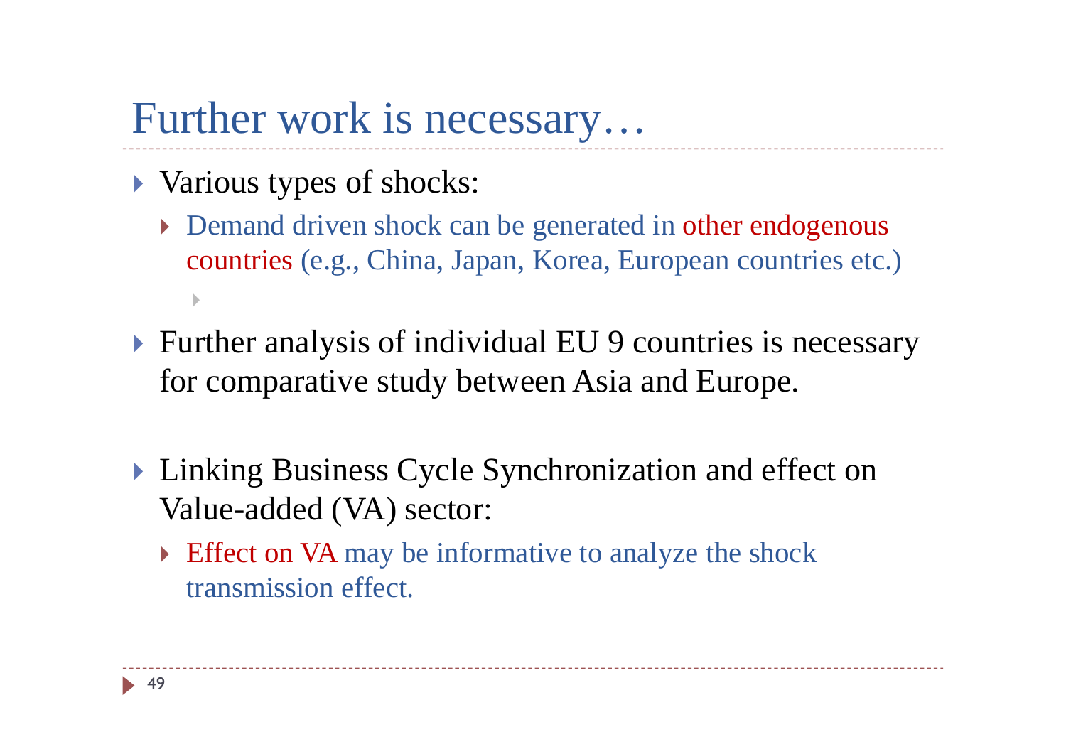# Further work is necessary…

- Various types of shocks:
  - Demand driven shock can be generated in other endogenous countries (e.g., China, Japan, Korea, European countries etc.)
- Further analysis of individual EU 9 countries is necessary for comparative study between Asia and Europe.
- Linking Business Cycle Synchronization and effect on Value-added (VA) sector:
  - Effect on VA may be informative to analyze the shock transmission effect.